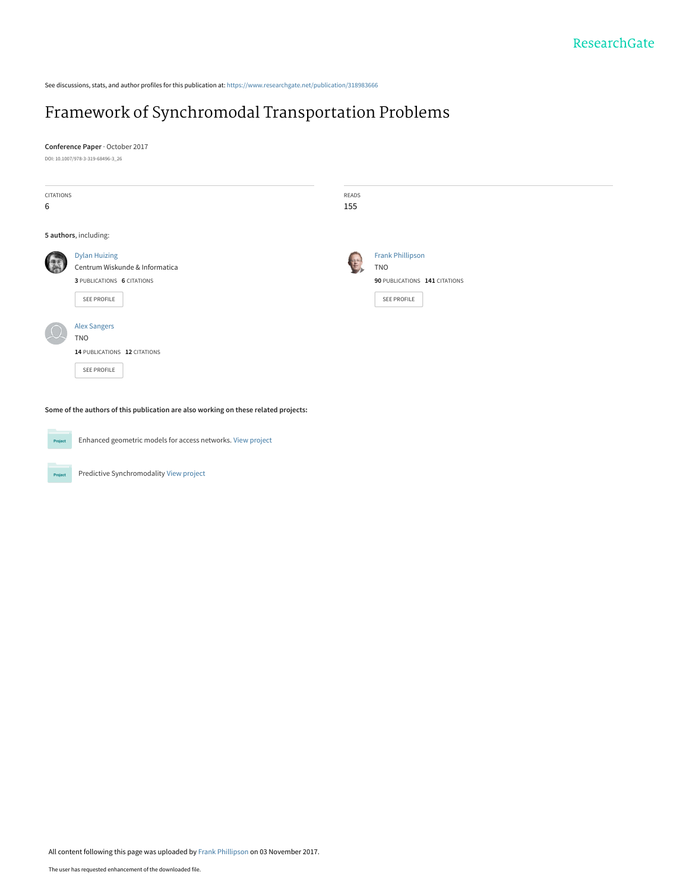ResearchGate

See discussions, stats, and author profiles for this publication at: https://www.researchgate.net/publication/318983666

# Framework of Synchromodal Transportation Problems

**Conference Paper** · October 2017

DOI: 10.1007/978-3-319-68496-3_26

| CITATIONS | READS |
| --- | --- |
| 6 | 155 |

**5 authors**, including:

Dylan Huizing
Centrum Wiskunde & Informatica
**3** PUBLICATIONS **6** CITATIONS
SEE PROFILE

Frank Phillipson
TNO
**90** PUBLICATIONS **141** CITATIONS
SEE PROFILE

Alex Sangers
TNO
**14** PUBLICATIONS **12** CITATIONS
SEE PROFILE

**Some of the authors of this publication are also working on these related projects:**

Enhanced geometric models for access networks. View project

Predictive Synchromodality View project

All content following this page was uploaded by Frank Phillipson on 03 November 2017.

The user has requested enhancement of the downloaded file.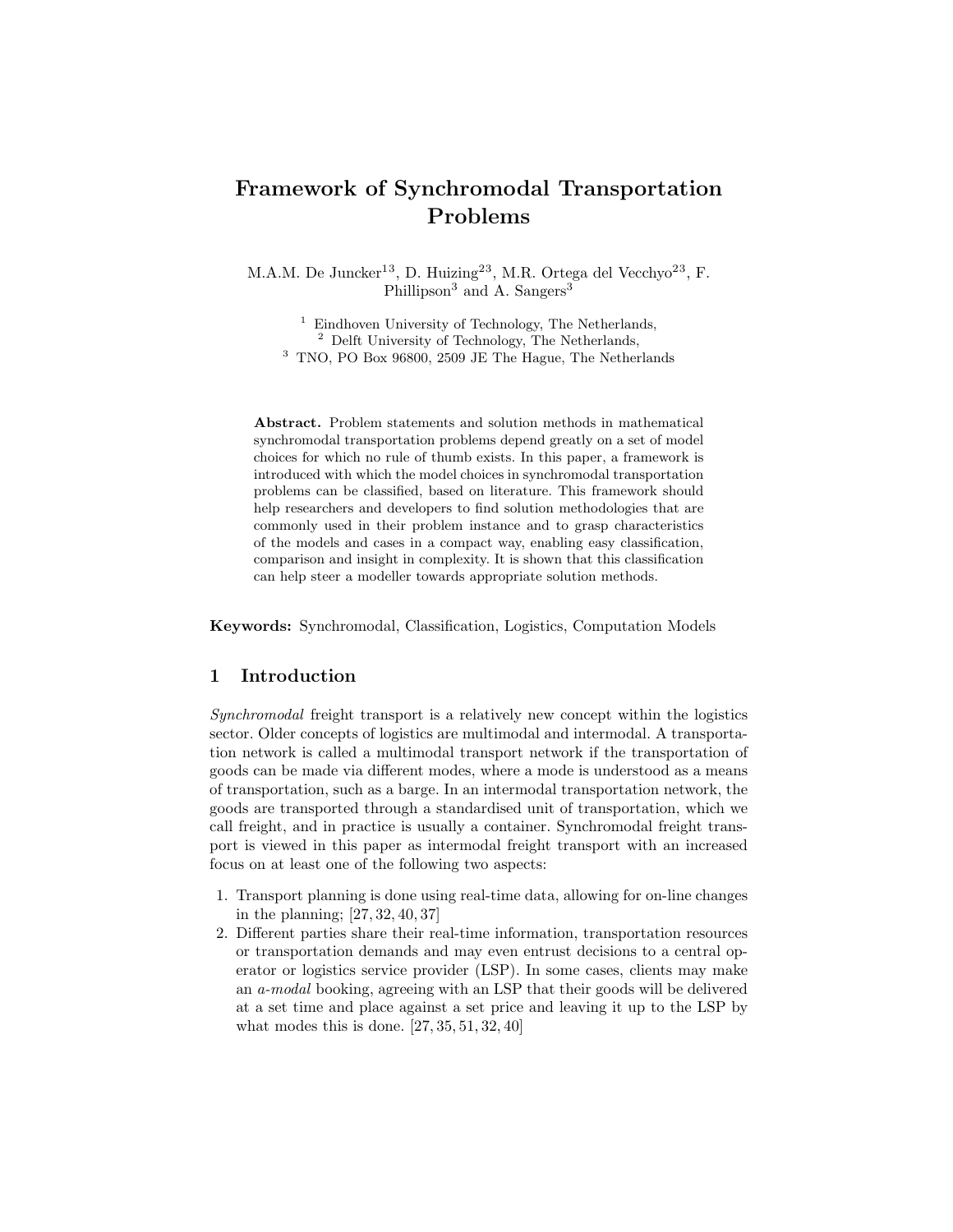# Framework of Synchromodal Transportation Problems

M.A.M. De Juncker[13], D. Huizing[23], M.R. Ortega del Vecchyo[23], F. Phillipson[3] and A. Sangers[3]

[1] Eindhoven University of Technology, The Netherlands,
[2] Delft University of Technology, The Netherlands,
[3] TNO, PO Box 96800, 2509 JE The Hague, The Netherlands

**Abstract.** Problem statements and solution methods in mathematical synchromodal transportation problems depend greatly on a set of model choices for which no rule of thumb exists. In this paper, a framework is introduced with which the model choices in synchromodal transportation problems can be classified, based on literature. This framework should help researchers and developers to find solution methodologies that are commonly used in their problem instance and to grasp characteristics of the models and cases in a compact way, enabling easy classification, comparison and insight in complexity. It is shown that this classification can help steer a modeller towards appropriate solution methods.

**Keywords:** Synchromodal, Classification, Logistics, Computation Models

## 1 Introduction

*Synchromodal* freight transport is a relatively new concept within the logistics sector. Older concepts of logistics are multimodal and intermodal. A transportation network is called a multimodal transport network if the transportation of goods can be made via different modes, where a mode is understood as a means of transportation, such as a barge. In an intermodal transportation network, the goods are transported through a standardised unit of transportation, which we call freight, and in practice is usually a container. Synchromodal freight transport is viewed in this paper as intermodal freight transport with an increased focus on at least one of the following two aspects:

1. Transport planning is done using real-time data, allowing for on-line changes in the planning; [27, 32, 40, 37]
2. Different parties share their real-time information, transportation resources or transportation demands and may even entrust decisions to a central operator or logistics service provider (LSP). In some cases, clients may make an *a-modal* booking, agreeing with an LSP that their goods will be delivered at a set time and place against a set price and leaving it up to the LSP by what modes this is done. [27, 35, 51, 32, 40]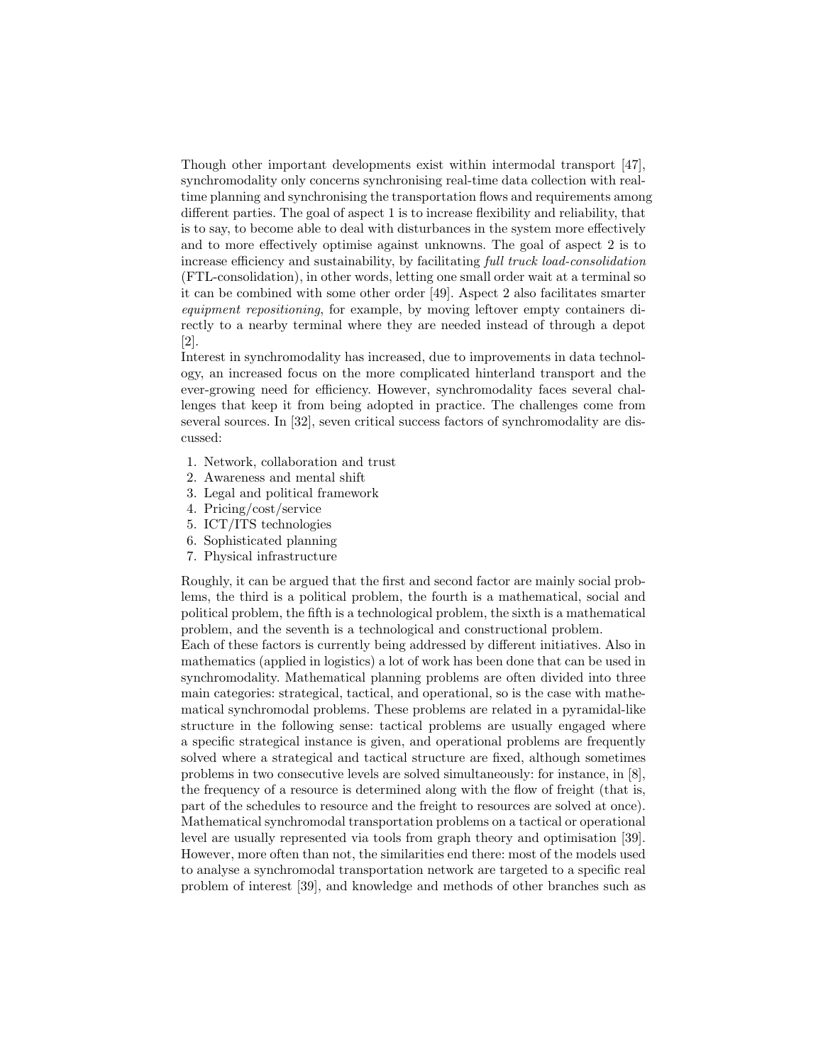Though other important developments exist within intermodal transport [47], synchromodality only concerns synchronising real-time data collection with real-time planning and synchronising the transportation flows and requirements among different parties. The goal of aspect 1 is to increase flexibility and reliability, that is to say, to become able to deal with disturbances in the system more effectively and to more effectively optimise against unknowns. The goal of aspect 2 is to increase efficiency and sustainability, by facilitating *full truck load-consolidation* (FTL-consolidation), in other words, letting one small order wait at a terminal so it can be combined with some other order [49]. Aspect 2 also facilitates smarter *equipment repositioning*, for example, by moving leftover empty containers directly to a nearby terminal where they are needed instead of through a depot [2].

Interest in synchromodality has increased, due to improvements in data technology, an increased focus on the more complicated hinterland transport and the ever-growing need for efficiency. However, synchromodality faces several challenges that keep it from being adopted in practice. The challenges come from several sources. In [32], seven critical success factors of synchromodality are discussed:

1. Network, collaboration and trust
2. Awareness and mental shift
3. Legal and political framework
4. Pricing/cost/service
5. ICT/ITS technologies
6. Sophisticated planning
7. Physical infrastructure

Roughly, it can be argued that the first and second factor are mainly social problems, the third is a political problem, the fourth is a mathematical, social and political problem, the fifth is a technological problem, the sixth is a mathematical problem, and the seventh is a technological and constructional problem.

Each of these factors is currently being addressed by different initiatives. Also in mathematics (applied in logistics) a lot of work has been done that can be used in synchromodality. Mathematical planning problems are often divided into three main categories: strategical, tactical, and operational, so is the case with mathematical synchromodal problems. These problems are related in a pyramidal-like structure in the following sense: tactical problems are usually engaged where a specific strategical instance is given, and operational problems are frequently solved where a strategical and tactical structure are fixed, although sometimes problems in two consecutive levels are solved simultaneously: for instance, in [8], the frequency of a resource is determined along with the flow of freight (that is, part of the schedules to resource and the freight to resources are solved at once). Mathematical synchromodal transportation problems on a tactical or operational level are usually represented via tools from graph theory and optimisation [39]. However, more often than not, the similarities end there: most of the models used to analyse a synchromodal transportation network are targeted to a specific real problem of interest [39], and knowledge and methods of other branches such as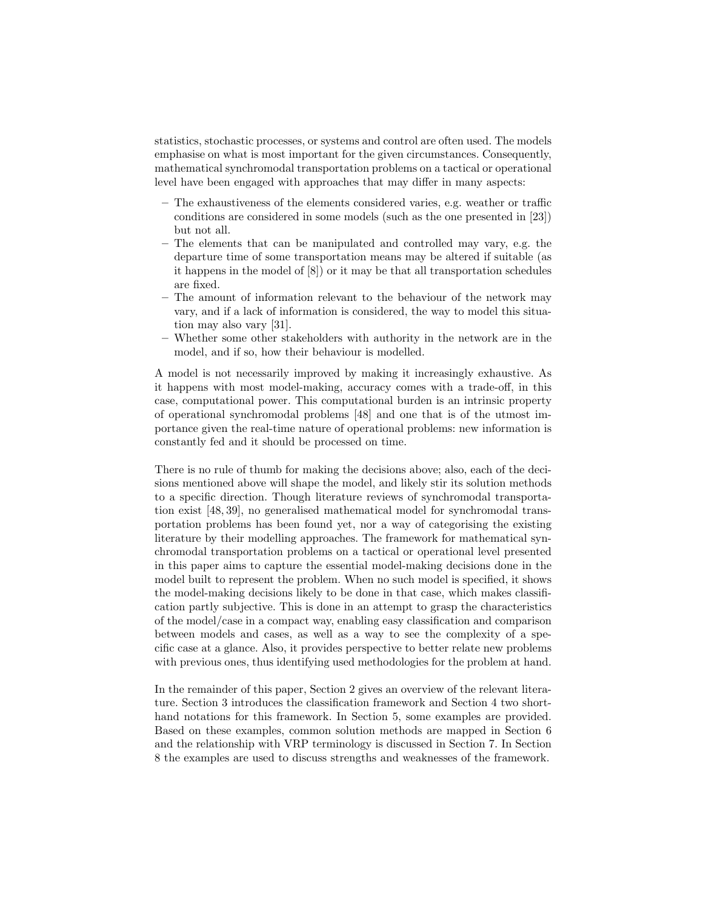statistics, stochastic processes, or systems and control are often used. The models emphasise on what is most important for the given circumstances. Consequently, mathematical synchromodal transportation problems on a tactical or operational level have been engaged with approaches that may differ in many aspects:

- The exhaustiveness of the elements considered varies, e.g. weather or traffic conditions are considered in some models (such as the one presented in [23]) but not all.
- The elements that can be manipulated and controlled may vary, e.g. the departure time of some transportation means may be altered if suitable (as it happens in the model of [8]) or it may be that all transportation schedules are fixed.
- The amount of information relevant to the behaviour of the network may vary, and if a lack of information is considered, the way to model this situation may also vary [31].
- Whether some other stakeholders with authority in the network are in the model, and if so, how their behaviour is modelled.

A model is not necessarily improved by making it increasingly exhaustive. As it happens with most model-making, accuracy comes with a trade-off, in this case, computational power. This computational burden is an intrinsic property of operational synchromodal problems [48] and one that is of the utmost importance given the real-time nature of operational problems: new information is constantly fed and it should be processed on time.

There is no rule of thumb for making the decisions above; also, each of the decisions mentioned above will shape the model, and likely stir its solution methods to a specific direction. Though literature reviews of synchromodal transportation exist [48, 39], no generalised mathematical model for synchromodal transportation problems has been found yet, nor a way of categorising the existing literature by their modelling approaches. The framework for mathematical synchromodal transportation problems on a tactical or operational level presented in this paper aims to capture the essential model-making decisions done in the model built to represent the problem. When no such model is specified, it shows the model-making decisions likely to be done in that case, which makes classification partly subjective. This is done in an attempt to grasp the characteristics of the model/case in a compact way, enabling easy classification and comparison between models and cases, as well as a way to see the complexity of a specific case at a glance. Also, it provides perspective to better relate new problems with previous ones, thus identifying used methodologies for the problem at hand.

In the remainder of this paper, Section 2 gives an overview of the relevant literature. Section 3 introduces the classification framework and Section 4 two shorthand notations for this framework. In Section 5, some examples are provided. Based on these examples, common solution methods are mapped in Section 6 and the relationship with VRP terminology is discussed in Section 7. In Section 8 the examples are used to discuss strengths and weaknesses of the framework.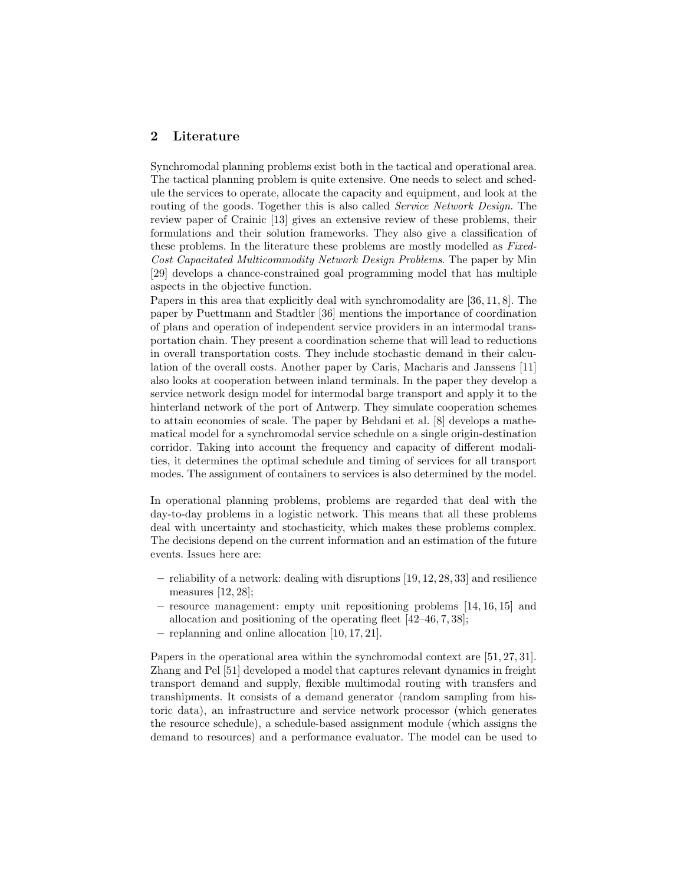## 2 Literature

Synchromodal planning problems exist both in the tactical and operational area. The tactical planning problem is quite extensive. One needs to select and schedule the services to operate, allocate the capacity and equipment, and look at the routing of the goods. Together this is also called *Service Network Design*. The review paper of Crainic [13] gives an extensive review of these problems, their formulations and their solution frameworks. They also give a classification of these problems. In the literature these problems are mostly modelled as *Fixed-Cost Capacitated Multicommodity Network Design Problems*. The paper by Min [29] develops a chance-constrained goal programming model that has multiple aspects in the objective function.

Papers in this area that explicitly deal with synchromodality are [36, 11, 8]. The paper by Puettmann and Stadtler [36] mentions the importance of coordination of plans and operation of independent service providers in an intermodal transportation chain. They present a coordination scheme that will lead to reductions in overall transportation costs. They include stochastic demand in their calculation of the overall costs. Another paper by Caris, Macharis and Janssens [11] also looks at cooperation between inland terminals. In the paper they develop a service network design model for intermodal barge transport and apply it to the hinterland network of the port of Antwerp. They simulate cooperation schemes to attain economies of scale. The paper by Behdani et al. [8] develops a mathematical model for a synchromodal service schedule on a single origin-destination corridor. Taking into account the frequency and capacity of different modalities, it determines the optimal schedule and timing of services for all transport modes. The assignment of containers to services is also determined by the model.

In operational planning problems, problems are regarded that deal with the day-to-day problems in a logistic network. This means that all these problems deal with uncertainty and stochasticity, which makes these problems complex. The decisions depend on the current information and an estimation of the future events. Issues here are:

- reliability of a network: dealing with disruptions [19, 12, 28, 33] and resilience measures [12, 28];
- resource management: empty unit repositioning problems [14, 16, 15] and allocation and positioning of the operating fleet [42–46, 7, 38];
- replanning and online allocation [10, 17, 21].

Papers in the operational area within the synchromodal context are [51, 27, 31]. Zhang and Pel [51] developed a model that captures relevant dynamics in freight transport demand and supply, flexible multimodal routing with transfers and transhipments. It consists of a demand generator (random sampling from historic data), an infrastructure and service network processor (which generates the resource schedule), a schedule-based assignment module (which assigns the demand to resources) and a performance evaluator. The model can be used to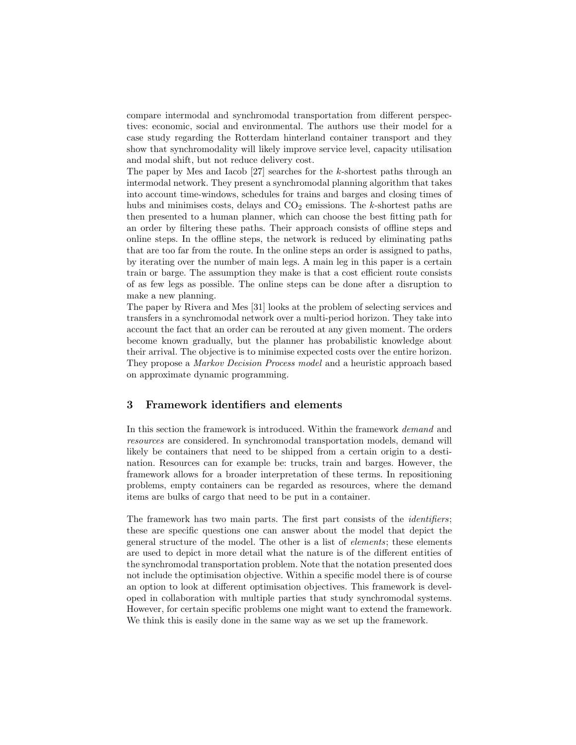compare intermodal and synchromodal transportation from different perspectives: economic, social and environmental. The authors use their model for a case study regarding the Rotterdam hinterland container transport and they show that synchromodality will likely improve service level, capacity utilisation and modal shift, but not reduce delivery cost.
The paper by Mes and Iacob [27] searches for the $k$-shortest paths through an intermodal network. They present a synchromodal planning algorithm that takes into account time-windows, schedules for trains and barges and closing times of hubs and minimises costs, delays and $CO_2$ emissions. The $k$-shortest paths are then presented to a human planner, which can choose the best fitting path for an order by filtering these paths. Their approach consists of offline steps and online steps. In the offline steps, the network is reduced by eliminating paths that are too far from the route. In the online steps an order is assigned to paths, by iterating over the number of main legs. A main leg in this paper is a certain train or barge. The assumption they make is that a cost efficient route consists of as few legs as possible. The online steps can be done after a disruption to make a new planning.
The paper by Rivera and Mes [31] looks at the problem of selecting services and transfers in a synchromodal network over a multi-period horizon. They take into account the fact that an order can be rerouted at any given moment. The orders become known gradually, but the planner has probabilistic knowledge about their arrival. The objective is to minimise expected costs over the entire horizon. They propose a *Markov Decision Process model* and a heuristic approach based on approximate dynamic programming.

## 3 Framework identifiers and elements

In this section the framework is introduced. Within the framework *demand* and *resources* are considered. In synchromodal transportation models, demand will likely be containers that need to be shipped from a certain origin to a destination. Resources can for example be: trucks, train and barges. However, the framework allows for a broader interpretation of these terms. In repositioning problems, empty containers can be regarded as resources, where the demand items are bulks of cargo that need to be put in a container.

The framework has two main parts. The first part consists of the *identifiers*; these are specific questions one can answer about the model that depict the general structure of the model. The other is a list of *elements*; these elements are used to depict in more detail what the nature is of the different entities of the synchromodal transportation problem. Note that the notation presented does not include the optimisation objective. Within a specific model there is of course an option to look at different optimisation objectives. This framework is developed in collaboration with multiple parties that study synchromodal systems. However, for certain specific problems one might want to extend the framework. We think this is easily done in the same way as we set up the framework.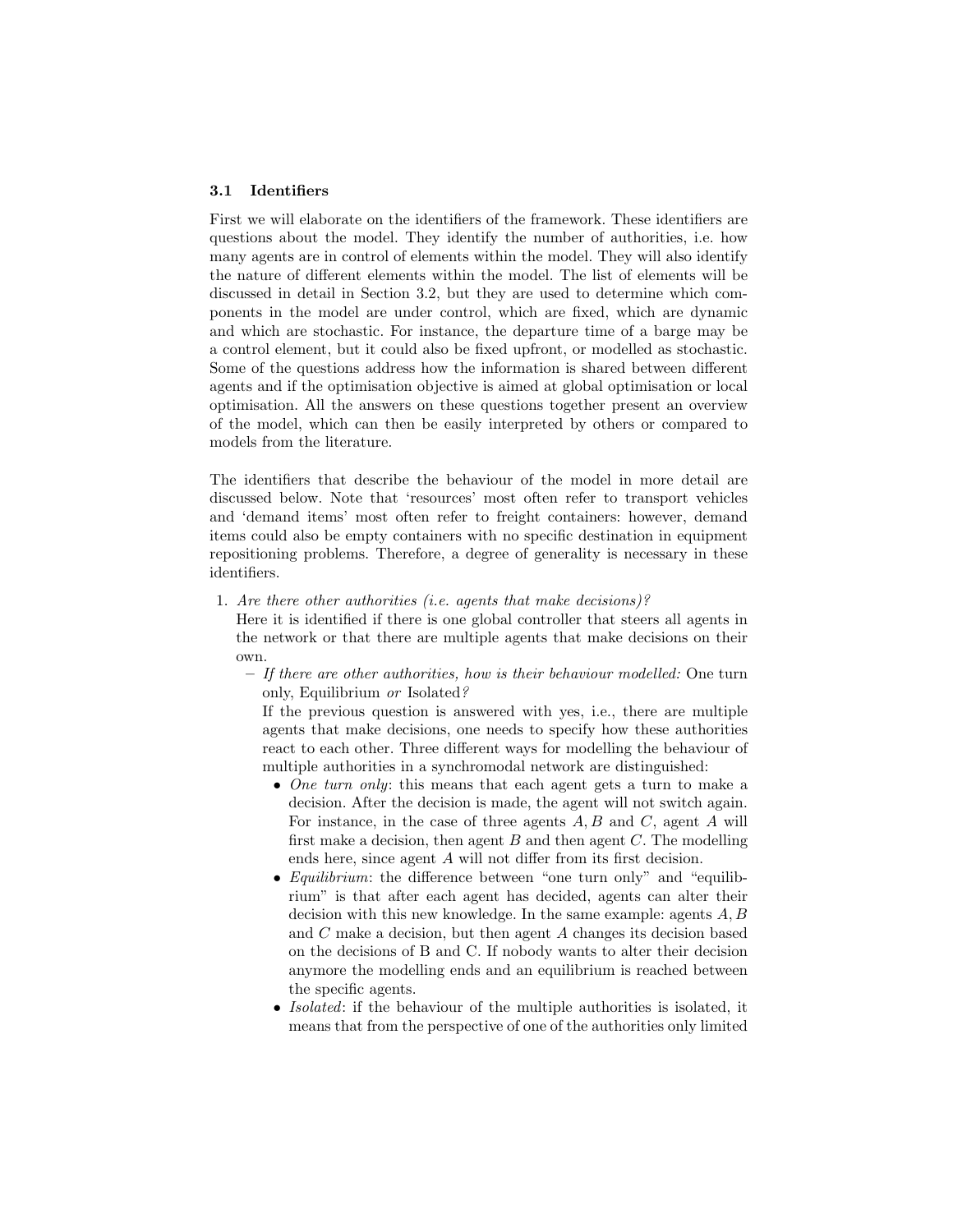### 3.1 Identifiers

First we will elaborate on the identifiers of the framework. These identifiers are questions about the model. They identify the number of authorities, i.e. how many agents are in control of elements within the model. They will also identify the nature of different elements within the model. The list of elements will be discussed in detail in Section 3.2, but they are used to determine which components in the model are under control, which are fixed, which are dynamic and which are stochastic. For instance, the departure time of a barge may be a control element, but it could also be fixed upfront, or modelled as stochastic. Some of the questions address how the information is shared between different agents and if the optimisation objective is aimed at global optimisation or local optimisation. All the answers on these questions together present an overview of the model, which can then be easily interpreted by others or compared to models from the literature.

The identifiers that describe the behaviour of the model in more detail are discussed below. Note that 'resources' most often refer to transport vehicles and 'demand items' most often refer to freight containers: however, demand items could also be empty containers with no specific destination in equipment repositioning problems. Therefore, a degree of generality is necessary in these identifiers.

1. *Are there other authorities (i.e. agents that make decisions)?*
   Here it is identified if there is one global controller that steers all agents in the network or that there are multiple agents that make decisions on their own.
   - *If there are other authorities, how is their behaviour modelled:* One turn only, Equilibrium *or* Isolated*?*
     If the previous question is answered with yes, i.e., there are multiple agents that make decisions, one needs to specify how these authorities react to each other. Three different ways for modelling the behaviour of multiple authorities in a synchromodal network are distinguished:
     - *One turn only*: this means that each agent gets a turn to make a decision. After the decision is made, the agent will not switch again. For instance, in the case of three agents $A, B$ and $C$, agent $A$ will first make a decision, then agent $B$ and then agent $C$. The modelling ends here, since agent $A$ will not differ from its first decision.
     - *Equilibrium*: the difference between "one turn only" and "equilibrium" is that after each agent has decided, agents can alter their decision with this new knowledge. In the same example: agents $A, B$ and $C$ make a decision, but then agent $A$ changes its decision based on the decisions of B and C. If nobody wants to alter their decision anymore the modelling ends and an equilibrium is reached between the specific agents.
     - *Isolated*: if the behaviour of the multiple authorities is isolated, it means that from the perspective of one of the authorities only limited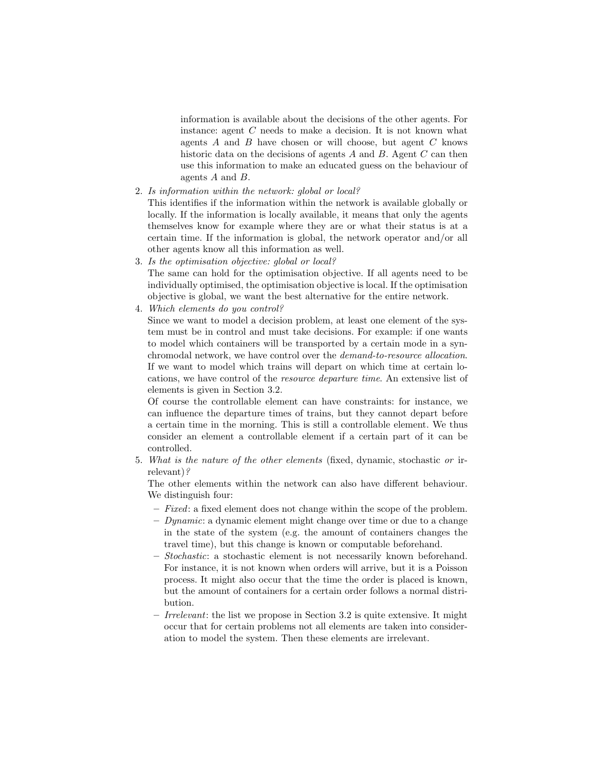information is available about the decisions of the other agents. For instance: agent $C$ needs to make a decision. It is not known what agents $A$ and $B$ have chosen or will choose, but agent $C$ knows historic data on the decisions of agents $A$ and $B$. Agent $C$ can then use this information to make an educated guess on the behaviour of agents $A$ and $B$.

2. *Is information within the network: global or local?*
   This identifies if the information within the network is available globally or locally. If the information is locally available, it means that only the agents themselves know for example where they are or what their status is at a certain time. If the information is global, the network operator and/or all other agents know all this information as well.
3. *Is the optimisation objective: global or local?*
   The same can hold for the optimisation objective. If all agents need to be individually optimised, the optimisation objective is local. If the optimisation objective is global, we want the best alternative for the entire network.
4. *Which elements do you control?*
   Since we want to model a decision problem, at least one element of the system must be in control and must take decisions. For example: if one wants to model which containers will be transported by a certain mode in a synchromodal network, we have control over the *demand-to-resource allocation*. If we want to model which trains will depart on which time at certain locations, we have control of the *resource departure time*. An extensive list of elements is given in Section 3.2.
   Of course the controllable element can have constraints: for instance, we can influence the departure times of trains, but they cannot depart before a certain time in the morning. This is still a controllable element. We thus consider an element a controllable element if a certain part of it can be controlled.
5. *What is the nature of the other elements* (fixed, dynamic, stochastic *or* irrelevant)*?*
   The other elements within the network can also have different behaviour. We distinguish four:
   - *Fixed*: a fixed element does not change within the scope of the problem.
   - *Dynamic*: a dynamic element might change over time or due to a change in the state of the system (e.g. the amount of containers changes the travel time), but this change is known or computable beforehand.
   - *Stochastic*: a stochastic element is not necessarily known beforehand. For instance, it is not known when orders will arrive, but it is a Poisson process. It might also occur that the time the order is placed is known, but the amount of containers for a certain order follows a normal distribution.
   - *Irrelevant*: the list we propose in Section 3.2 is quite extensive. It might occur that for certain problems not all elements are taken into consideration to model the system. Then these elements are irrelevant.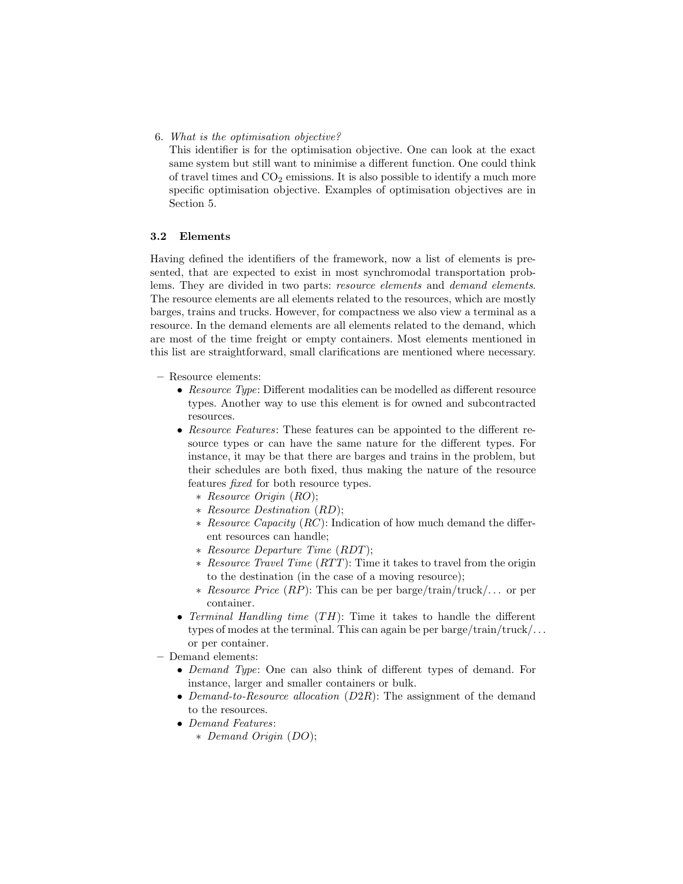6. *What is the optimisation objective?*
   This identifier is for the optimisation objective. One can look at the exact same system but still want to minimise a different function. One could think of travel times and $CO_2$ emissions. It is also possible to identify a much more specific optimisation objective. Examples of optimisation objectives are in Section 5.

### 3.2 Elements

Having defined the identifiers of the framework, now a list of elements is presented, that are expected to exist in most synchromodal transportation problems. They are divided in two parts: *resource elements* and *demand elements*. The resource elements are all elements related to the resources, which are mostly barges, trains and trucks. However, for compactness we also view a terminal as a resource. In the demand elements are all elements related to the demand, which are most of the time freight or empty containers. Most elements mentioned in this list are straightforward, small clarifications are mentioned where necessary.

- Resource elements:
  - *Resource Type*: Different modalities can be modelled as different resource types. Another way to use this element is for owned and subcontracted resources.
  - *Resource Features*: These features can be appointed to the different resource types or can have the same nature for the different types. For instance, it may be that there are barges and trains in the problem, but their schedules are both fixed, thus making the nature of the resource features *fixed* for both resource types.
    - *Resource Origin* (*RO*);
    - *Resource Destination* (*RD*);
    - *Resource Capacity* (*RC*): Indication of how much demand the different resources can handle;
    - *Resource Departure Time* (*RDT*);
    - *Resource Travel Time* (*RTT*): Time it takes to travel from the origin to the destination (in the case of a moving resource);
    - *Resource Price* (*RP*): This can be per barge/train/truck/... or per container.
  - *Terminal Handling time* (*TH*): Time it takes to handle the different types of modes at the terminal. This can again be per barge/train/truck/... or per container.
- Demand elements:
  - *Demand Type*: One can also think of different types of demand. For instance, larger and smaller containers or bulk.
  - *Demand-to-Resource allocation* (*D2R*): The assignment of the demand to the resources.
  - *Demand Features*:
    - *Demand Origin* (*DO*);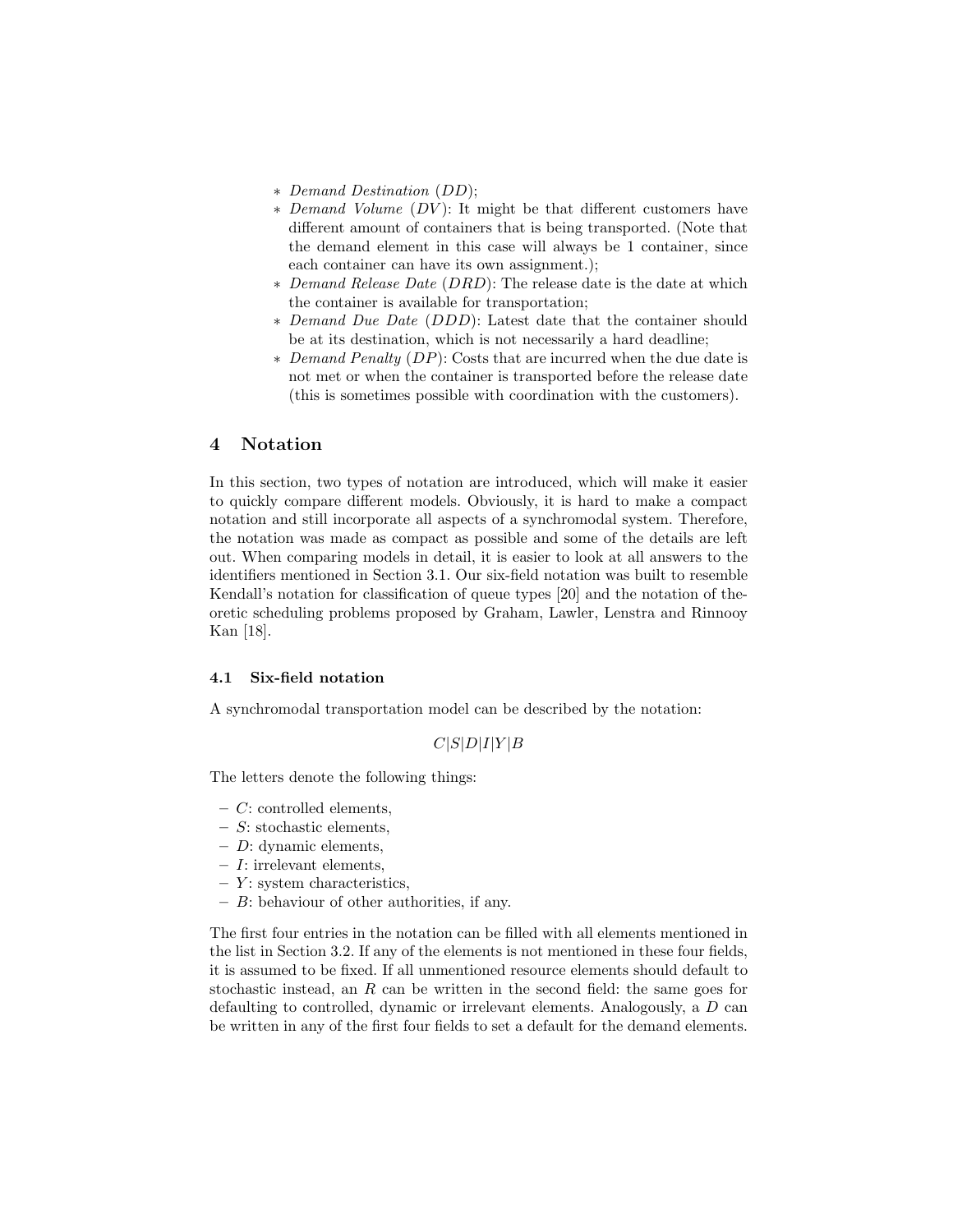* *Demand Destination* (*DD*);
  * *Demand Volume* (*DV*): It might be that different customers have different amount of containers that is being transported. (Note that the demand element in this case will always be 1 container, since each container can have its own assignment.);
  * *Demand Release Date* (*DRD*): The release date is the date at which the container is available for transportation;
  * *Demand Due Date* (*DDD*): Latest date that the container should be at its destination, which is not necessarily a hard deadline;
  * *Demand Penalty* (*DP*): Costs that are incurred when the due date is not met or when the container is transported before the release date (this is sometimes possible with coordination with the customers).

## 4 Notation

In this section, two types of notation are introduced, which will make it easier to quickly compare different models. Obviously, it is hard to make a compact notation and still incorporate all aspects of a synchromodal system. Therefore, the notation was made as compact as possible and some of the details are left out. When comparing models in detail, it is easier to look at all answers to the identifiers mentioned in Section 3.1. Our six-field notation was built to resemble Kendall's notation for classification of queue types [20] and the notation of theoretic scheduling problems proposed by Graham, Lawler, Lenstra and Rinnooy Kan [18].

### 4.1 Six-field notation

A synchromodal transportation model can be described by the notation:

$$C|S|D|I|Y|B$$

The letters denote the following things:

- $C$: controlled elements,
- $S$: stochastic elements,
- $D$: dynamic elements,
- $I$: irrelevant elements,
- $Y$: system characteristics,
- $B$: behaviour of other authorities, if any.

The first four entries in the notation can be filled with all elements mentioned in the list in Section 3.2. If any of the elements is not mentioned in these four fields, it is assumed to be fixed. If all unmentioned resource elements should default to stochastic instead, an $R$ can be written in the second field: the same goes for defaulting to controlled, dynamic or irrelevant elements. Analogously, a $D$ can be written in any of the first four fields to set a default for the demand elements.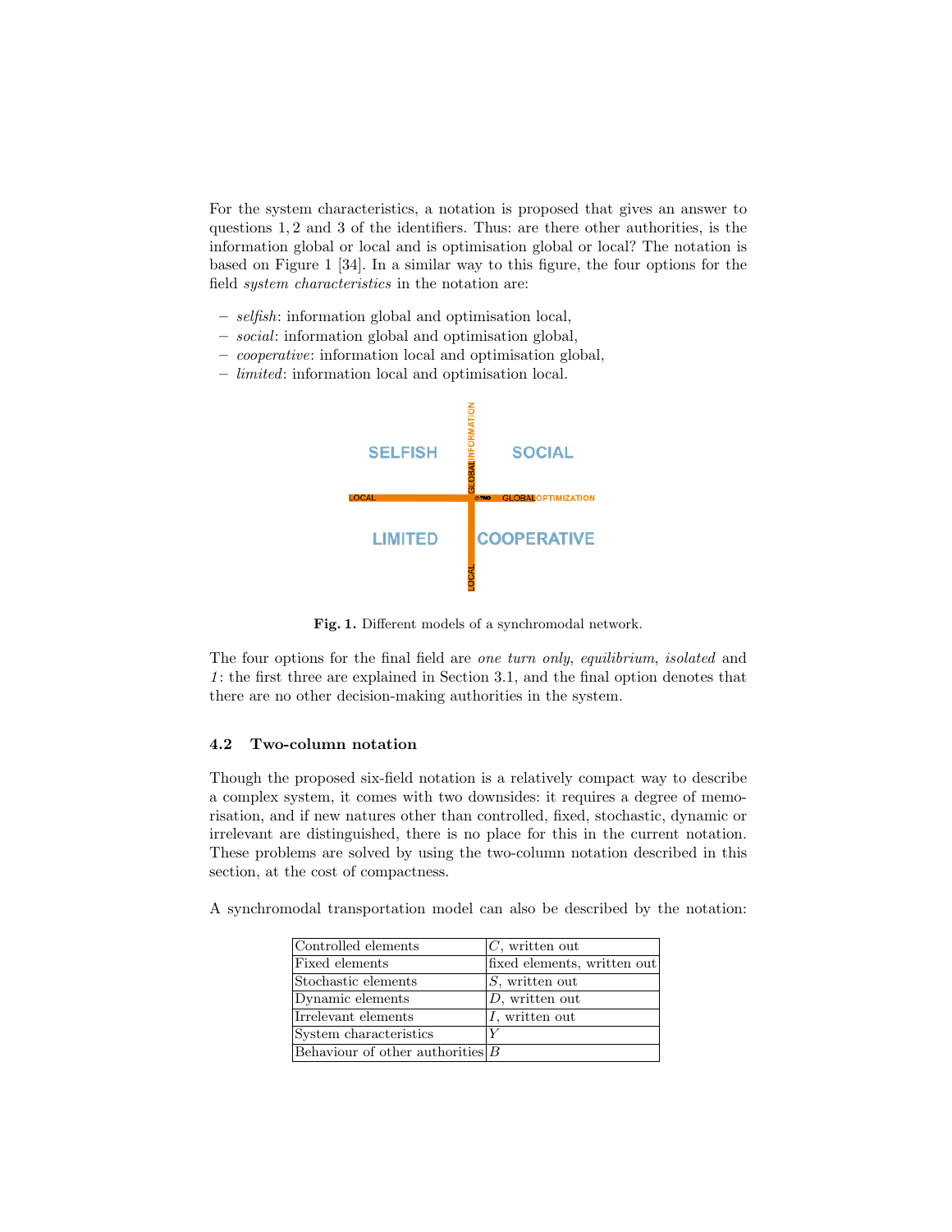For the system characteristics, a notation is proposed that gives an answer to questions 1, 2 and 3 of the identifiers. Thus: are there other authorities, is the information global or local and is optimisation global or local? The notation is based on Figure 1 [34]. In a similar way to this figure, the four options for the field *system characteristics* in the notation are:

- *selfish*: information global and optimisation local,
- *social*: information global and optimisation global,
- *cooperative*: information local and optimisation global,
- *limited*: information local and optimisation local.

**Fig. 1.** Different models of a synchromodal network.

The four options for the final field are *one turn only*, *equilibrium*, *isolated* and *1*: the first three are explained in Section 3.1, and the final option denotes that there are no other decision-making authorities in the system.

### 4.2 Two-column notation

Though the proposed six-field notation is a relatively compact way to describe a complex system, it comes with two downsides: it requires a degree of memorisation, and if new natures other than controlled, fixed, stochastic, dynamic or irrelevant are distinguished, there is no place for this in the current notation. These problems are solved by using the two-column notation described in this section, at the cost of compactness.

A synchromodal transportation model can also be described by the notation:

| | |
|---|---|
| Controlled elements | $C$, written out |
| Fixed elements | fixed elements, written out |
| Stochastic elements | $S$, written out |
| Dynamic elements | $D$, written out |
| Irrelevant elements | $I$, written out |
| System characteristics | $Y$ |
| Behaviour of other authorities | $B$ |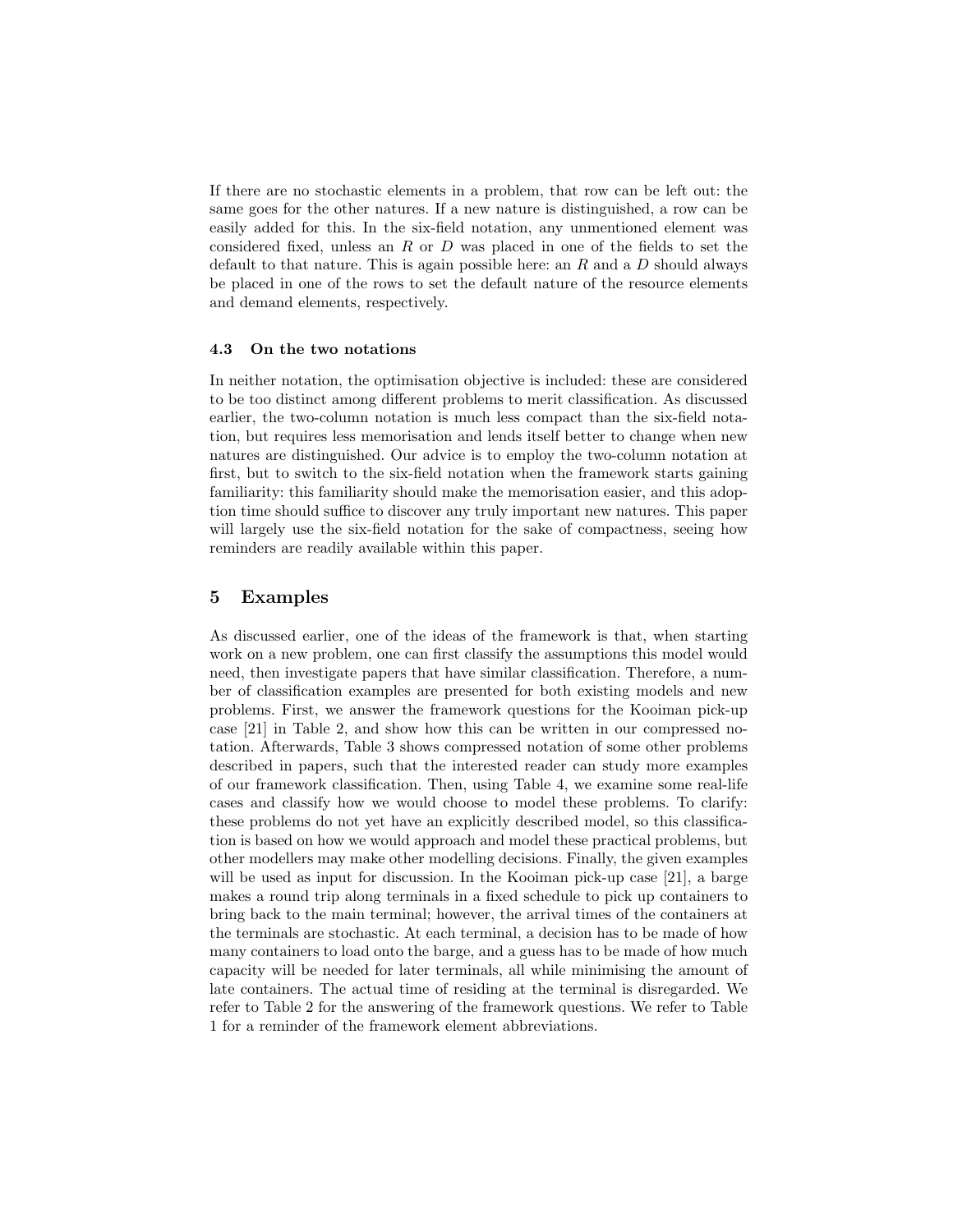If there are no stochastic elements in a problem, that row can be left out: the same goes for the other natures. If a new nature is distinguished, a row can be easily added for this. In the six-field notation, any unmentioned element was considered fixed, unless an $R$ or $D$ was placed in one of the fields to set the default to that nature. This is again possible here: an $R$ and a $D$ should always be placed in one of the rows to set the default nature of the resource elements and demand elements, respectively.

### 4.3 On the two notations

In neither notation, the optimisation objective is included: these are considered to be too distinct among different problems to merit classification. As discussed earlier, the two-column notation is much less compact than the six-field notation, but requires less memorisation and lends itself better to change when new natures are distinguished. Our advice is to employ the two-column notation at first, but to switch to the six-field notation when the framework starts gaining familiarity: this familiarity should make the memorisation easier, and this adoption time should suffice to discover any truly important new natures. This paper will largely use the six-field notation for the sake of compactness, seeing how reminders are readily available within this paper.

## 5 Examples

As discussed earlier, one of the ideas of the framework is that, when starting work on a new problem, one can first classify the assumptions this model would need, then investigate papers that have similar classification. Therefore, a number of classification examples are presented for both existing models and new problems. First, we answer the framework questions for the Kooiman pick-up case [21] in Table 2, and show how this can be written in our compressed notation. Afterwards, Table 3 shows compressed notation of some other problems described in papers, such that the interested reader can study more examples of our framework classification. Then, using Table 4, we examine some real-life cases and classify how we would choose to model these problems. To clarify: these problems do not yet have an explicitly described model, so this classification is based on how we would approach and model these practical problems, but other modellers may make other modelling decisions. Finally, the given examples will be used as input for discussion. In the Kooiman pick-up case [21], a barge makes a round trip along terminals in a fixed schedule to pick up containers to bring back to the main terminal; however, the arrival times of the containers at the terminals are stochastic. At each terminal, a decision has to be made of how many containers to load onto the barge, and a guess has to be made of how much capacity will be needed for later terminals, all while minimising the amount of late containers. The actual time of residing at the terminal is disregarded. We refer to Table 2 for the answering of the framework questions. We refer to Table 1 for a reminder of the framework element abbreviations.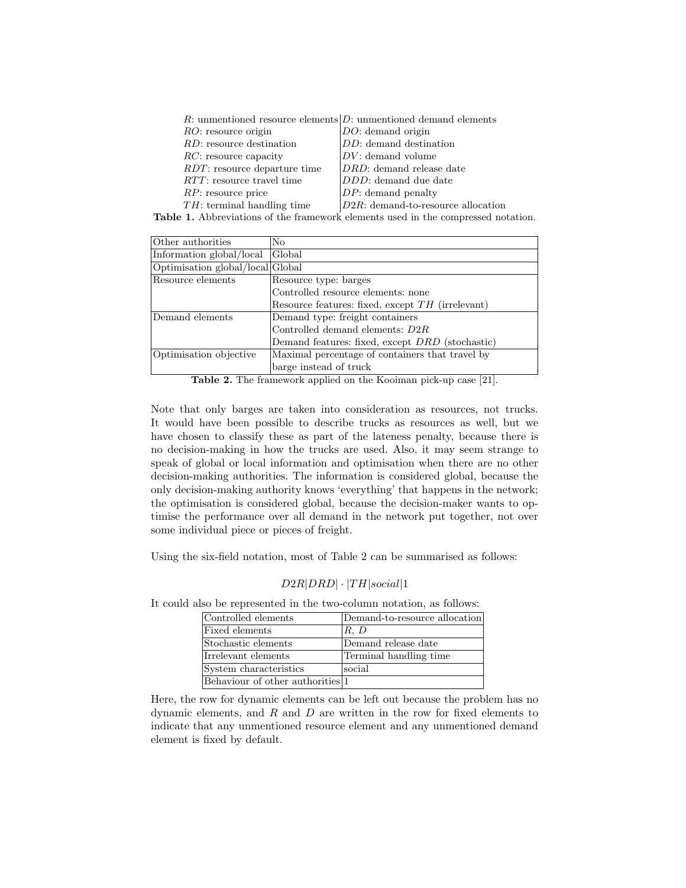| | |
|---|---|
| $R$: unmentioned resource elements | $D$: unmentioned demand elements |
| $RO$: resource origin | $DO$: demand origin |
| $RD$: resource destination | $DD$: demand destination |
| $RC$: resource capacity | $DV$: demand volume |
| $RDT$: resource departure time | $DRD$: demand release date |
| $RTT$: resource travel time | $DDD$: demand due date |
| $RP$: resource price | $DP$: demand penalty |
| $TH$: terminal handling time | $D2R$: demand-to-resource allocation |

**Table 1.** Abbreviations of the framework elements used in the compressed notation.

| | |
|---|---|
| Other authorities | No |
| Information global/local | Global |
| Optimisation global/local | Global |
| Resource elements | Resource type: barges<br>Controlled resource elements: none<br>Resource features: fixed, except $TH$ (irrelevant) |
| Demand elements | Demand type: freight containers<br>Controlled demand elements: $D2R$<br>Demand features: fixed, except $DRD$ (stochastic) |
| Optimisation objective | Maximal percentage of containers that travel by barge instead of truck |

**Table 2.** The framework applied on the Kooiman pick-up case [21].

Note that only barges are taken into consideration as resources, not trucks. It would have been possible to describe trucks as resources as well, but we have chosen to classify these as part of the lateness penalty, because there is no decision-making in how the trucks are used. Also, it may seem strange to speak of global or local information and optimisation when there are no other decision-making authorities. The information is considered global, because the only decision-making authority knows 'everything' that happens in the network; the optimisation is considered global, because the decision-maker wants to optimise the performance over all demand in the network put together, not over some individual piece or pieces of freight.

Using the six-field notation, most of Table 2 can be summarised as follows:

$$D2R|DRD|\cdot|TH|social|1$$

It could also be represented in the two-column notation, as follows:

| | |
|---|---|
| Controlled elements | Demand-to-resource allocation |
| Fixed elements | $R$, $D$ |
| Stochastic elements | Demand release date |
| Irrelevant elements | Terminal handling time |
| System characteristics | social |
| Behaviour of other authorities | 1 |

Here, the row for dynamic elements can be left out because the problem has no dynamic elements, and $R$ and $D$ are written in the row for fixed elements to indicate that any unmentioned resource element and any unmentioned demand element is fixed by default.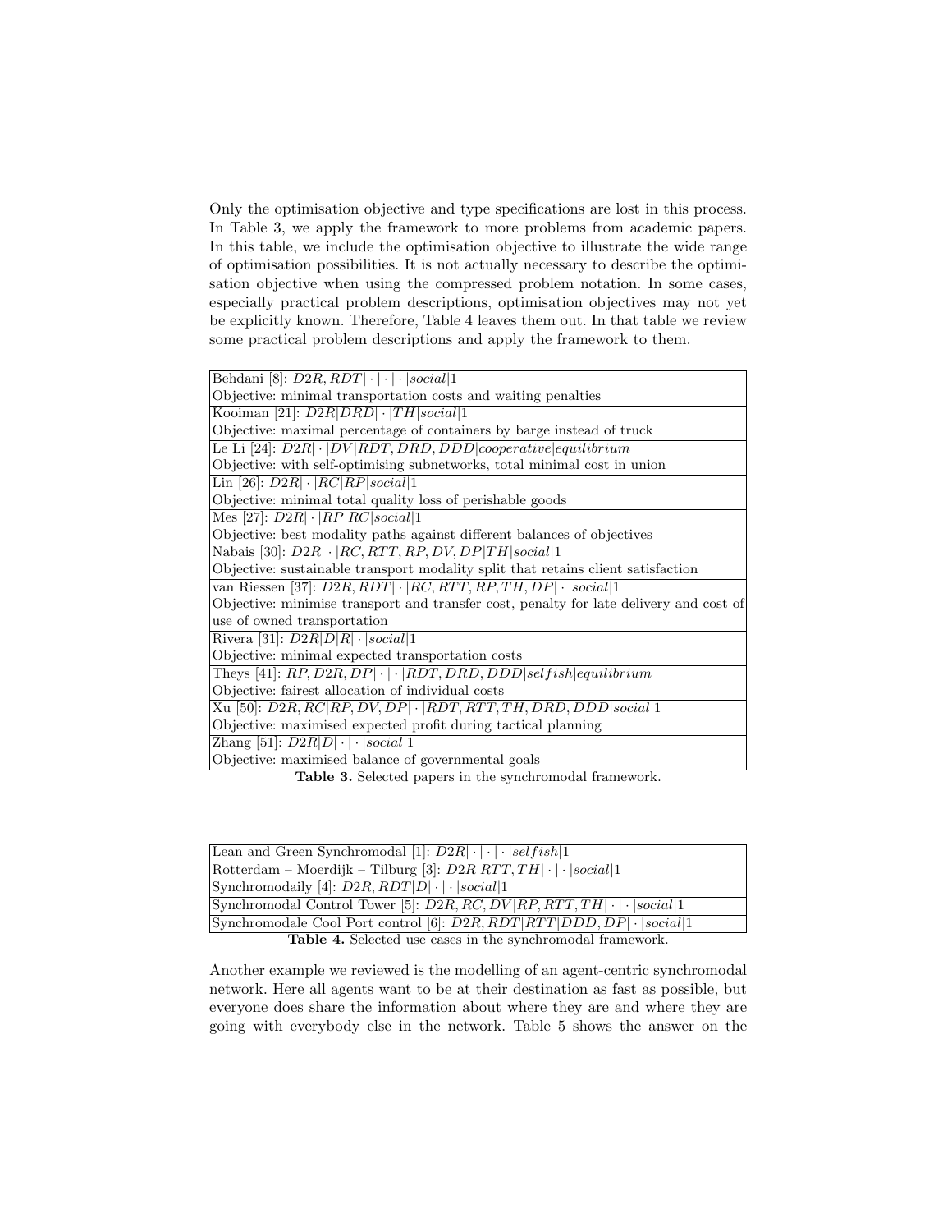Only the optimisation objective and type specifications are lost in this process. In Table 3, we apply the framework to more problems from academic papers. In this table, we include the optimisation objective to illustrate the wide range of optimisation possibilities. It is not actually necessary to describe the optimisation objective when using the compressed problem notation. In some cases, especially practical problem descriptions, optimisation objectives may not yet be explicitly known. Therefore, Table 4 leaves them out. In that table we review some practical problem descriptions and apply the framework to them.

| |
|---|
| Behdani [8]: $D2R, RDT \mid \cdot \mid \cdot \mid \cdot \mid social \mid 1$ |
| Objective: minimal transportation costs and waiting penalties |
| Kooiman [21]: $D2R \mid DRD \mid \cdot \mid TH \mid social \mid 1$ |
| Objective: maximal percentage of containers by barge instead of truck |
| Le Li [24]: $D2R \mid \cdot \mid DV \mid RDT, DRD, DDD \mid cooperative \mid equilibrium$ |
| Objective: with self-optimising subnetworks, total minimal cost in union |
| Lin [26]: $D2R \mid \cdot \mid RC \mid RP \mid social \mid 1$ |
| Objective: minimal total quality loss of perishable goods |
| Mes [27]: $D2R \mid \cdot \mid RP \mid RC \mid social \mid 1$ |
| Objective: best modality paths against different balances of objectives |
| Nabais [30]: $D2R \mid \cdot \mid RC, RTT, RP, DV, DP \mid TH \mid social \mid 1$ |
| Objective: sustainable transport modality split that retains client satisfaction |
| van Riessen [37]: $D2R, RDT \mid \cdot \mid RC, RTT, RP, TH, DP \mid \cdot \mid social \mid 1$ |
| Objective: minimise transport and transfer cost, penalty for late delivery and cost of use of owned transportation |
| Rivera [31]: $D2R \mid D \mid R \mid \cdot \mid social \mid 1$ |
| Objective: minimal expected transportation costs |
| Theys [41]: $RP, D2R, DP \mid \cdot \mid \cdot \mid RDT, DRD, DDD \mid selfish \mid equilibrium$ |
| Objective: fairest allocation of individual costs |
| Xu [50]: $D2R, RC \mid RP, DV, DP \mid \cdot \mid RDT, RTT, TH, DRD, DDD \mid social \mid 1$ |
| Objective: maximised expected profit during tactical planning |
| Zhang [51]: $D2R \mid D \mid \cdot \mid \cdot \mid social \mid 1$ |
| Objective: maximised balance of governmental goals |

**Table 3.** Selected papers in the synchromodal framework.

| |
|---|
| Lean and Green Synchromodal [1]: $D2R \mid \cdot \mid \cdot \mid \cdot \mid selfish \mid 1$ |
| Rotterdam – Moerdijk – Tilburg [3]: $D2R \mid RTT, TH \mid \cdot \mid \cdot \mid social \mid 1$ |
| Synchromodaily [4]: $D2R, RDT \mid D \mid \cdot \mid \cdot \mid social \mid 1$ |
| Synchromodal Control Tower [5]: $D2R, RC, DV \mid RP, RTT, TH \mid \cdot \mid \cdot \mid social \mid 1$ |
| Synchromodale Cool Port control [6]: $D2R, RDT \mid RTT \mid DDD, DP \mid \cdot \mid social \mid 1$ |

**Table 4.** Selected use cases in the synchromodal framework.

Another example we reviewed is the modelling of an agent-centric synchromodal network. Here all agents want to be at their destination as fast as possible, but everyone does share the information about where they are and where they are going with everybody else in the network. Table 5 shows the answer on the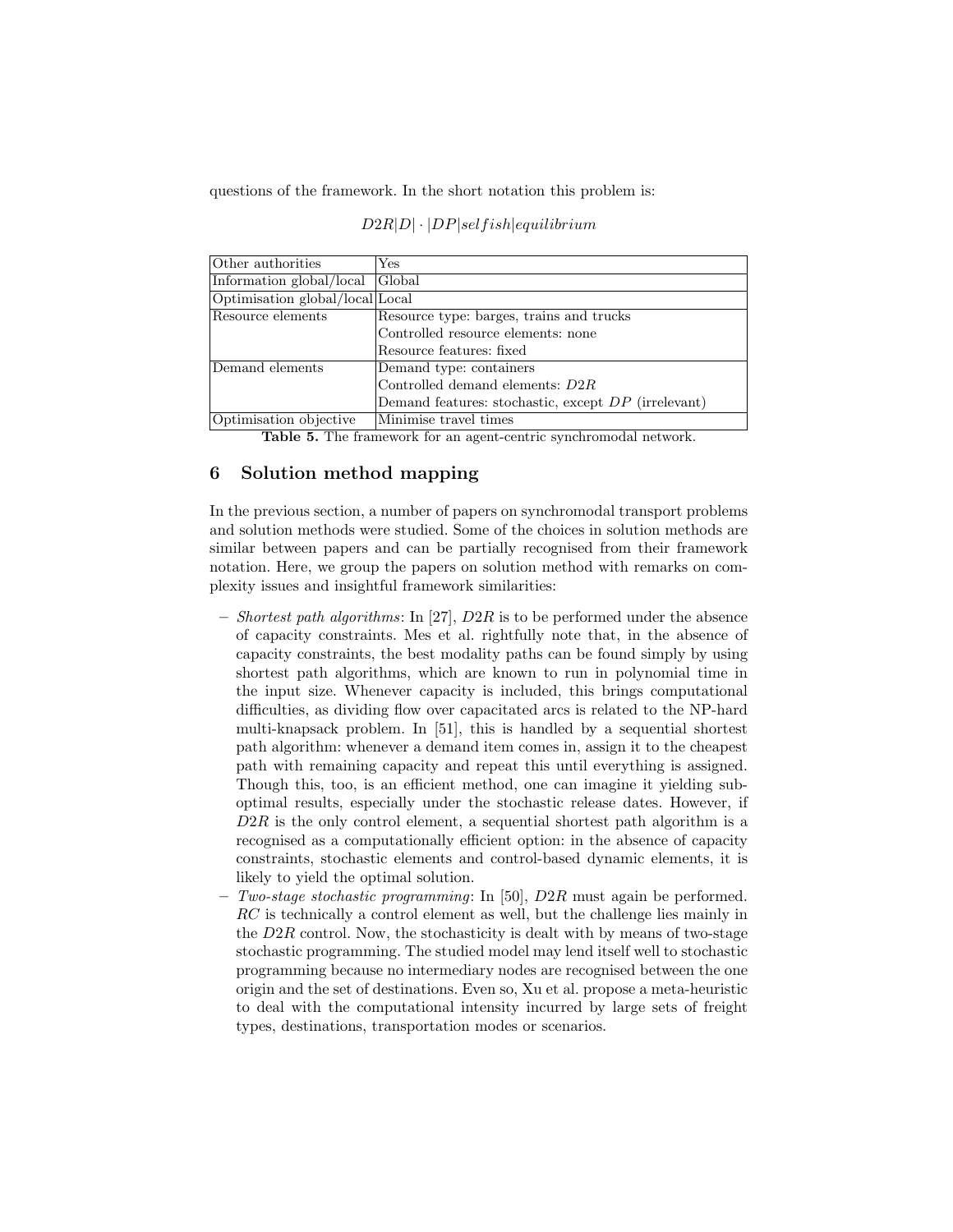questions of the framework. In the short notation this problem is:

$$D2R|D| \cdot |DP|selfish|equilibrium$$

| | |
|---|---|
| Other authorities | Yes |
| Information global/local | Global |
| Optimisation global/local | Local |
| Resource elements | Resource type: barges, trains and trucks<br>Controlled resource elements: none<br>Resource features: fixed |
| Demand elements | Demand type: containers<br>Controlled demand elements: $D2R$<br>Demand features: stochastic, except $DP$ (irrelevant) |
| Optimisation objective | Minimise travel times |

**Table 5.** The framework for an agent-centric synchromodal network.

## 6 Solution method mapping

In the previous section, a number of papers on synchromodal transport problems and solution methods were studied. Some of the choices in solution methods are similar between papers and can be partially recognised from their framework notation. Here, we group the papers on solution method with remarks on complexity issues and insightful framework similarities:

- *Shortest path algorithms*: In [27], $D2R$ is to be performed under the absence of capacity constraints. Mes et al. rightfully note that, in the absence of capacity constraints, the best modality paths can be found simply by using shortest path algorithms, which are known to run in polynomial time in the input size. Whenever capacity is included, this brings computational difficulties, as dividing flow over capacitated arcs is related to the NP-hard multi-knapsack problem. In [51], this is handled by a sequential shortest path algorithm: whenever a demand item comes in, assign it to the cheapest path with remaining capacity and repeat this until everything is assigned. Though this, too, is an efficient method, one can imagine it yielding sub-optimal results, especially under the stochastic release dates. However, if $D2R$ is the only control element, a sequential shortest path algorithm is a recognised as a computationally efficient option: in the absence of capacity constraints, stochastic elements and control-based dynamic elements, it is likely to yield the optimal solution.
- *Two-stage stochastic programming*: In [50], $D2R$ must again be performed. $RC$ is technically a control element as well, but the challenge lies mainly in the $D2R$ control. Now, the stochasticity is dealt with by means of two-stage stochastic programming. The studied model may lend itself well to stochastic programming because no intermediary nodes are recognised between the one origin and the set of destinations. Even so, Xu et al. propose a meta-heuristic to deal with the computational intensity incurred by large sets of freight types, destinations, transportation modes or scenarios.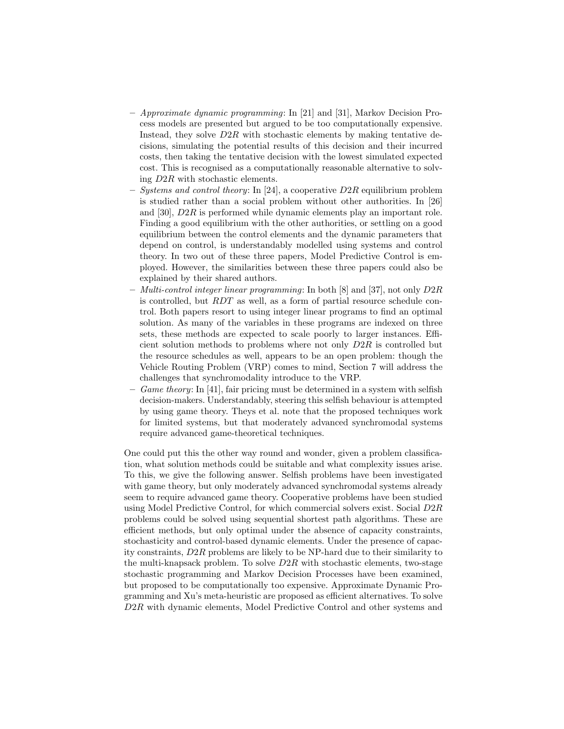- *Approximate dynamic programming*: In [21] and [31], Markov Decision Process models are presented but argued to be too computationally expensive. Instead, they solve $D2R$ with stochastic elements by making tentative decisions, simulating the potential results of this decision and their incurred costs, then taking the tentative decision with the lowest simulated expected cost. This is recognised as a computationally reasonable alternative to solving $D2R$ with stochastic elements.
- *Systems and control theory*: In [24], a cooperative $D2R$ equilibrium problem is studied rather than a social problem without other authorities. In [26] and [30], $D2R$ is performed while dynamic elements play an important role. Finding a good equilibrium with the other authorities, or settling on a good equilibrium between the control elements and the dynamic parameters that depend on control, is understandably modelled using systems and control theory. In two out of these three papers, Model Predictive Control is employed. However, the similarities between these three papers could also be explained by their shared authors.
- *Multi-control integer linear programming*: In both [8] and [37], not only $D2R$ is controlled, but $RDT$ as well, as a form of partial resource schedule control. Both papers resort to using integer linear programs to find an optimal solution. As many of the variables in these programs are indexed on three sets, these methods are expected to scale poorly to larger instances. Efficient solution methods to problems where not only $D2R$ is controlled but the resource schedules as well, appears to be an open problem: though the Vehicle Routing Problem (VRP) comes to mind, Section 7 will address the challenges that synchromodality introduce to the VRP.
- *Game theory*: In [41], fair pricing must be determined in a system with selfish decision-makers. Understandably, steering this selfish behaviour is attempted by using game theory. Theys et al. note that the proposed techniques work for limited systems, but that moderately advanced synchromodal systems require advanced game-theoretical techniques.

One could put this the other way round and wonder, given a problem classification, what solution methods could be suitable and what complexity issues arise. To this, we give the following answer. Selfish problems have been investigated with game theory, but only moderately advanced synchromodal systems already seem to require advanced game theory. Cooperative problems have been studied using Model Predictive Control, for which commercial solvers exist. Social $D2R$ problems could be solved using sequential shortest path algorithms. These are efficient methods, but only optimal under the absence of capacity constraints, stochasticity and control-based dynamic elements. Under the presence of capacity constraints, $D2R$ problems are likely to be NP-hard due to their similarity to the multi-knapsack problem. To solve $D2R$ with stochastic elements, two-stage stochastic programming and Markov Decision Processes have been examined, but proposed to be computationally too expensive. Approximate Dynamic Programming and Xu's meta-heuristic are proposed as efficient alternatives. To solve $D2R$ with dynamic elements, Model Predictive Control and other systems and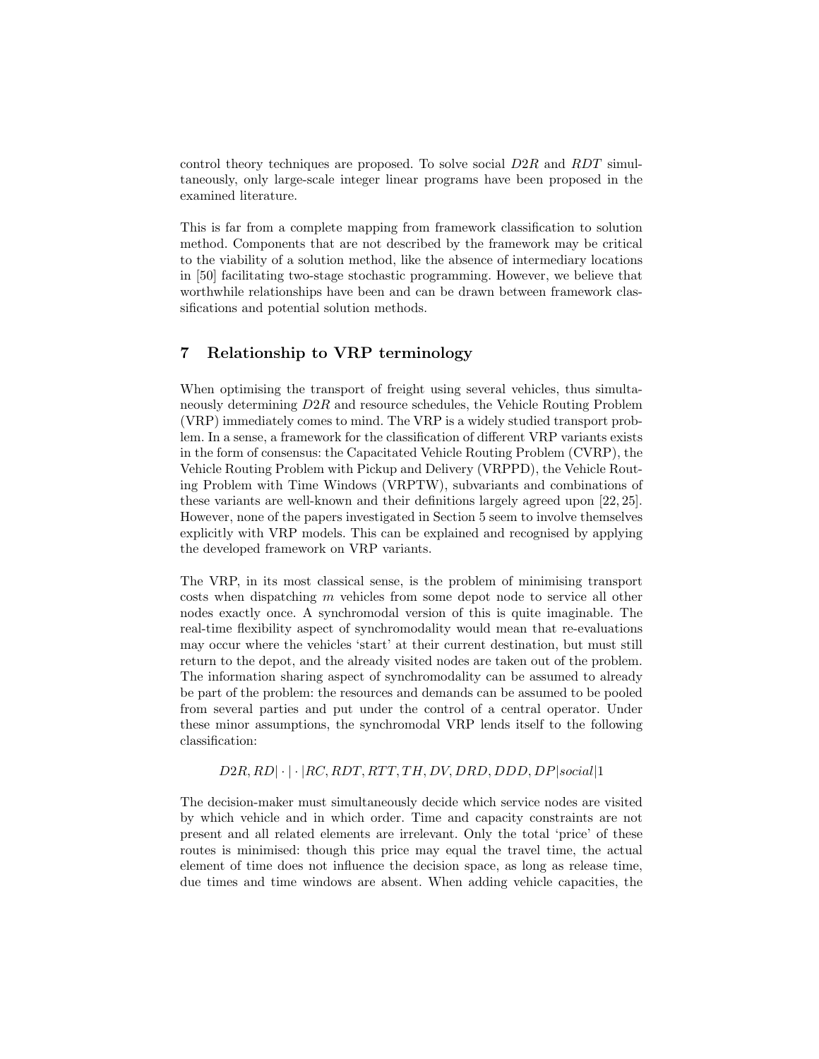control theory techniques are proposed. To solve social $D2R$ and $RDT$ simultaneously, only large-scale integer linear programs have been proposed in the examined literature.

This is far from a complete mapping from framework classification to solution method. Components that are not described by the framework may be critical to the viability of a solution method, like the absence of intermediary locations in [50] facilitating two-stage stochastic programming. However, we believe that worthwhile relationships have been and can be drawn between framework classifications and potential solution methods.

## 7 Relationship to VRP terminology

When optimising the transport of freight using several vehicles, thus simultaneously determining $D2R$ and resource schedules, the Vehicle Routing Problem (VRP) immediately comes to mind. The VRP is a widely studied transport problem. In a sense, a framework for the classification of different VRP variants exists in the form of consensus: the Capacitated Vehicle Routing Problem (CVRP), the Vehicle Routing Problem with Pickup and Delivery (VRPPD), the Vehicle Routing Problem with Time Windows (VRPTW), subvariants and combinations of these variants are well-known and their definitions largely agreed upon [22, 25]. However, none of the papers investigated in Section 5 seem to involve themselves explicitly with VRP models. This can be explained and recognised by applying the developed framework on VRP variants.

The VRP, in its most classical sense, is the problem of minimising transport costs when dispatching $m$ vehicles from some depot node to service all other nodes exactly once. A synchromodal version of this is quite imaginable. The real-time flexibility aspect of synchromodality would mean that re-evaluations may occur where the vehicles 'start' at their current destination, but must still return to the depot, and the already visited nodes are taken out of the problem. The information sharing aspect of synchromodality can be assumed to already be part of the problem: the resources and demands can be assumed to be pooled from several parties and put under the control of a central operator. Under these minor assumptions, the synchromodal VRP lends itself to the following classification:

$$D2R, RD|\cdot|\cdot|RC, RDT, RTT, TH, DV, DRD, DDD, DP|social|1$$

The decision-maker must simultaneously decide which service nodes are visited by which vehicle and in which order. Time and capacity constraints are not present and all related elements are irrelevant. Only the total 'price' of these routes is minimised: though this price may equal the travel time, the actual element of time does not influence the decision space, as long as release time, due times and time windows are absent. When adding vehicle capacities, the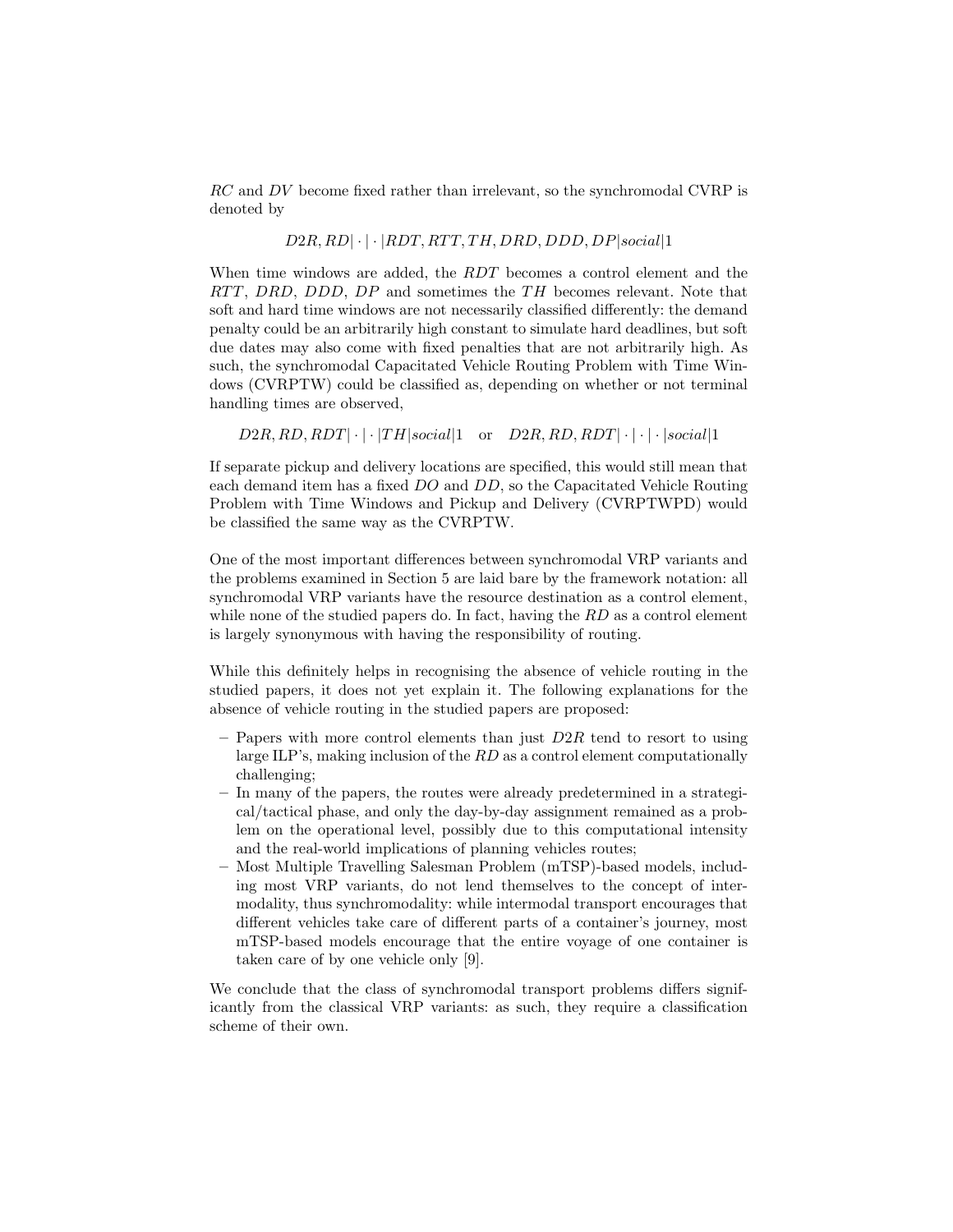$RC$ and $DV$ become fixed rather than irrelevant, so the synchromodal CVRP is denoted by

$$D2R, RD|\cdot|\cdot|RDT, RTT, TH, DRD, DDD, DP|social|1$$

When time windows are added, the $RDT$ becomes a control element and the $RTT$, $DRD$, $DDD$, $DP$ and sometimes the $TH$ becomes relevant. Note that soft and hard time windows are not necessarily classified differently: the demand penalty could be an arbitrarily high constant to simulate hard deadlines, but soft due dates may also come with fixed penalties that are not arbitrarily high. As such, the synchromodal Capacitated Vehicle Routing Problem with Time Windows (CVRPTW) could be classified as, depending on whether or not terminal handling times are observed,

$$D2R, RD, RDT|\cdot|\cdot|TH|social|1 \quad \text{or} \quad D2R, RD, RDT|\cdot|\cdot|\cdot|social|1$$

If separate pickup and delivery locations are specified, this would still mean that each demand item has a fixed $DO$ and $DD$, so the Capacitated Vehicle Routing Problem with Time Windows and Pickup and Delivery (CVRPTWPD) would be classified the same way as the CVRPTW.

One of the most important differences between synchromodal VRP variants and the problems examined in Section 5 are laid bare by the framework notation: all synchromodal VRP variants have the resource destination as a control element, while none of the studied papers do. In fact, having the $RD$ as a control element is largely synonymous with having the responsibility of routing.

While this definitely helps in recognising the absence of vehicle routing in the studied papers, it does not yet explain it. The following explanations for the absence of vehicle routing in the studied papers are proposed:

- Papers with more control elements than just $D2R$ tend to resort to using large ILP's, making inclusion of the $RD$ as a control element computationally challenging;
- In many of the papers, the routes were already predetermined in a strategical/tactical phase, and only the day-by-day assignment remained as a problem on the operational level, possibly due to this computational intensity and the real-world implications of planning vehicles routes;
- Most Multiple Travelling Salesman Problem (mTSP)-based models, including most VRP variants, do not lend themselves to the concept of intermodality, thus synchromodality: while intermodal transport encourages that different vehicles take care of different parts of a container's journey, most mTSP-based models encourage that the entire voyage of one container is taken care of by one vehicle only [9].

We conclude that the class of synchromodal transport problems differs significantly from the classical VRP variants: as such, they require a classification scheme of their own.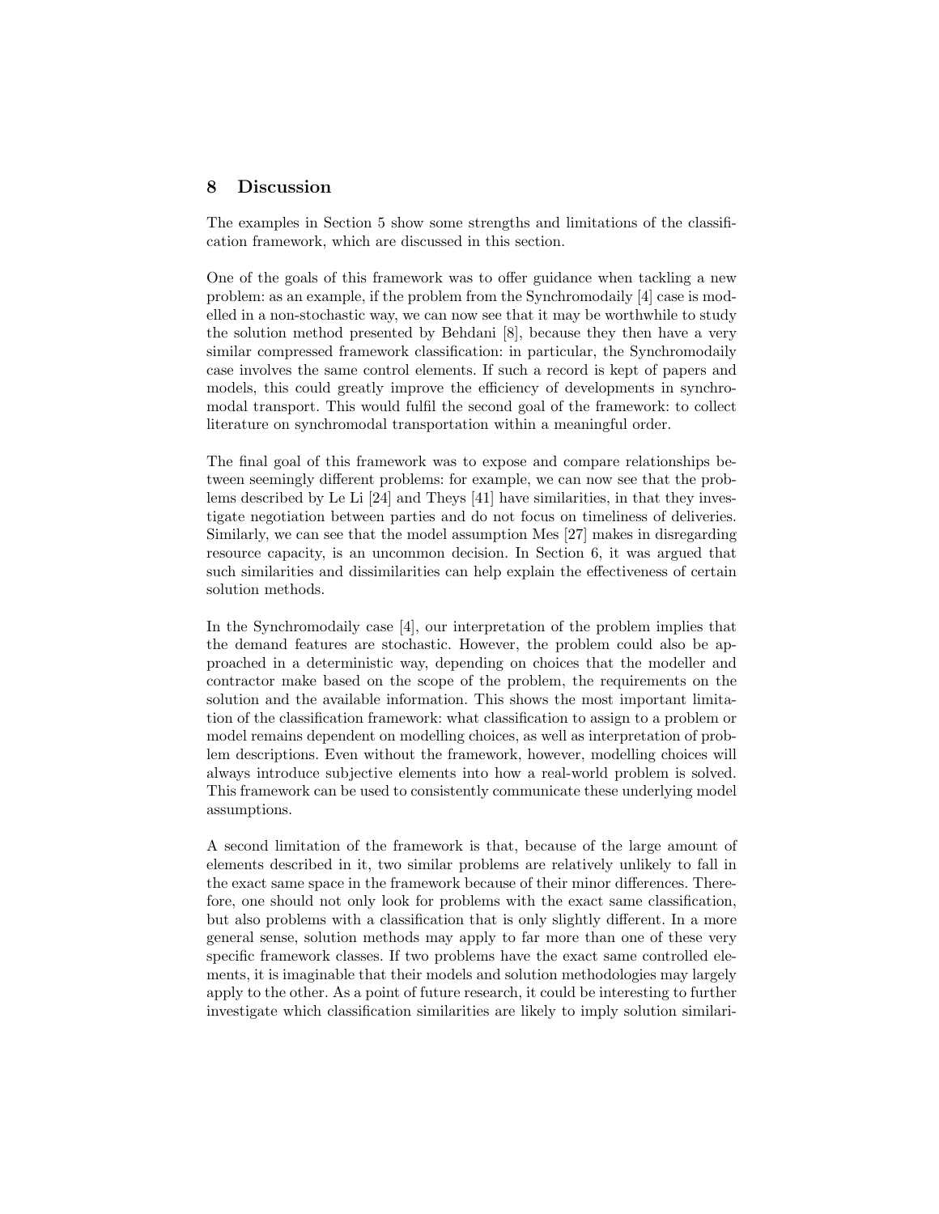## 8 Discussion

The examples in Section 5 show some strengths and limitations of the classification framework, which are discussed in this section.

One of the goals of this framework was to offer guidance when tackling a new problem: as an example, if the problem from the Synchromodaily [4] case is modelled in a non-stochastic way, we can now see that it may be worthwhile to study the solution method presented by Behdani [8], because they then have a very similar compressed framework classification: in particular, the Synchromodaily case involves the same control elements. If such a record is kept of papers and models, this could greatly improve the efficiency of developments in synchromodal transport. This would fulfil the second goal of the framework: to collect literature on synchromodal transportation within a meaningful order.

The final goal of this framework was to expose and compare relationships between seemingly different problems: for example, we can now see that the problems described by Le Li [24] and Theys [41] have similarities, in that they investigate negotiation between parties and do not focus on timeliness of deliveries. Similarly, we can see that the model assumption Mes [27] makes in disregarding resource capacity, is an uncommon decision. In Section 6, it was argued that such similarities and dissimilarities can help explain the effectiveness of certain solution methods.

In the Synchromodaily case [4], our interpretation of the problem implies that the demand features are stochastic. However, the problem could also be approached in a deterministic way, depending on choices that the modeller and contractor make based on the scope of the problem, the requirements on the solution and the available information. This shows the most important limitation of the classification framework: what classification to assign to a problem or model remains dependent on modelling choices, as well as interpretation of problem descriptions. Even without the framework, however, modelling choices will always introduce subjective elements into how a real-world problem is solved. This framework can be used to consistently communicate these underlying model assumptions.

A second limitation of the framework is that, because of the large amount of elements described in it, two similar problems are relatively unlikely to fall in the exact same space in the framework because of their minor differences. Therefore, one should not only look for problems with the exact same classification, but also problems with a classification that is only slightly different. In a more general sense, solution methods may apply to far more than one of these very specific framework classes. If two problems have the exact same controlled elements, it is imaginable that their models and solution methodologies may largely apply to the other. As a point of future research, it could be interesting to further investigate which classification similarities are likely to imply solution similari-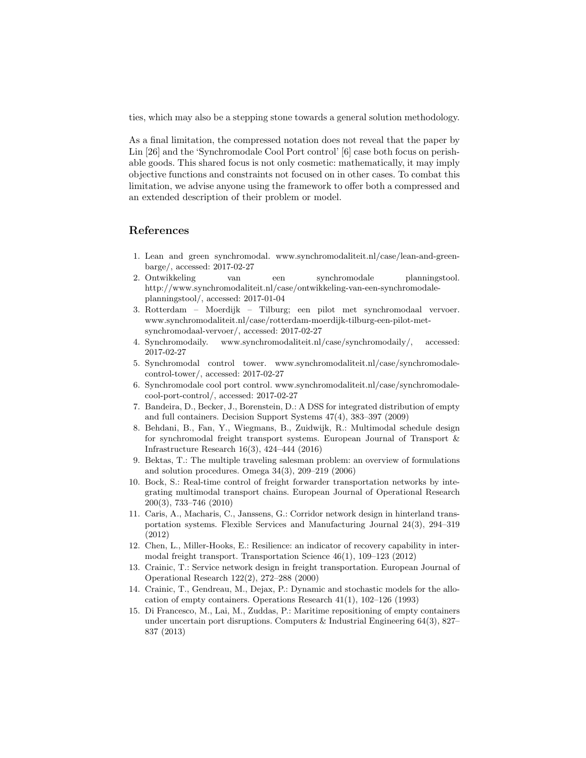ties, which may also be a stepping stone towards a general solution methodology.

As a final limitation, the compressed notation does not reveal that the paper by Lin [26] and the 'Synchromodale Cool Port control' [6] case both focus on perishable goods. This shared focus is not only cosmetic: mathematically, it may imply objective functions and constraints not focused on in other cases. To combat this limitation, we advise anyone using the framework to offer both a compressed and an extended description of their problem or model.

## References

1. Lean and green synchromodal. www.synchromodaliteit.nl/case/lean-and-green-barge/, accessed: 2017-02-27
2. Ontwikkeling van een synchromodale planningstool. http://www.synchromodaliteit.nl/case/ontwikkeling-van-een-synchromodale-planningstool/, accessed: 2017-01-04
3. Rotterdam – Moerdijk – Tilburg; een pilot met synchromodaal vervoer. www.synchromodaliteit.nl/case/rotterdam-moerdijk-tilburg-een-pilot-met-synchromodaal-vervoer/, accessed: 2017-02-27
4. Synchromodaily. www.synchromodaliteit.nl/case/synchromodaily/, accessed: 2017-02-27
5. Synchromodal control tower. www.synchromodaliteit.nl/case/synchromodale-control-tower/, accessed: 2017-02-27
6. Synchromodale cool port control. www.synchromodaliteit.nl/case/synchromodale-cool-port-control/, accessed: 2017-02-27
7. Bandeira, D., Becker, J., Borenstein, D.: A DSS for integrated distribution of empty and full containers. Decision Support Systems 47(4), 383–397 (2009)
8. Behdani, B., Fan, Y., Wiegmans, B., Zuidwijk, R.: Multimodal schedule design for synchromodal freight transport systems. European Journal of Transport & Infrastructure Research 16(3), 424–444 (2016)
9. Bektas, T.: The multiple traveling salesman problem: an overview of formulations and solution procedures. Omega 34(3), 209–219 (2006)
10. Bock, S.: Real-time control of freight forwarder transportation networks by integrating multimodal transport chains. European Journal of Operational Research 200(3), 733–746 (2010)
11. Caris, A., Macharis, C., Janssens, G.: Corridor network design in hinterland transportation systems. Flexible Services and Manufacturing Journal 24(3), 294–319 (2012)
12. Chen, L., Miller-Hooks, E.: Resilience: an indicator of recovery capability in intermodal freight transport. Transportation Science 46(1), 109–123 (2012)
13. Crainic, T.: Service network design in freight transportation. European Journal of Operational Research 122(2), 272–288 (2000)
14. Crainic, T., Gendreau, M., Dejax, P.: Dynamic and stochastic models for the allocation of empty containers. Operations Research 41(1), 102–126 (1993)
15. Di Francesco, M., Lai, M., Zuddas, P.: Maritime repositioning of empty containers under uncertain port disruptions. Computers & Industrial Engineering 64(3), 827–837 (2013)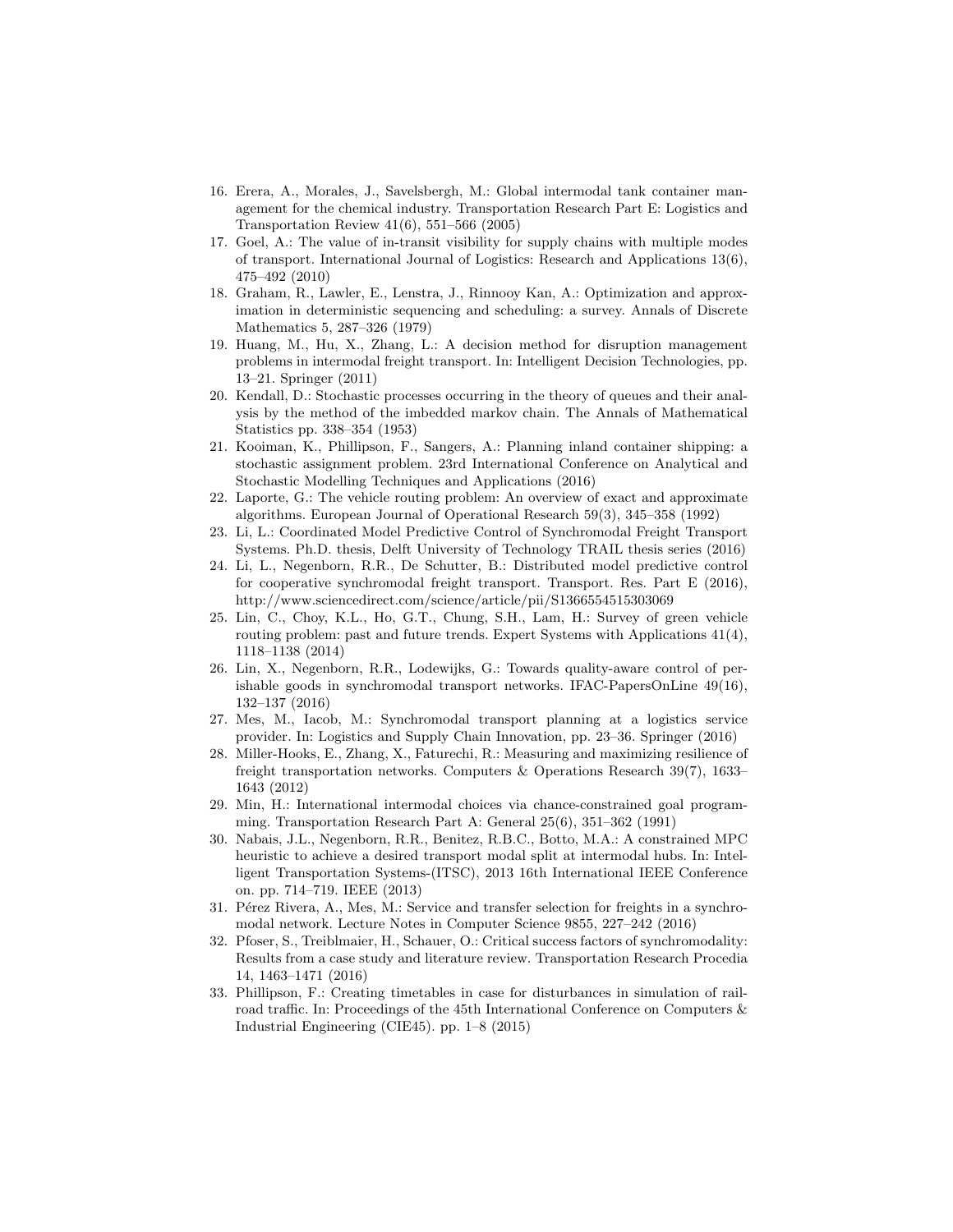16. Erera, A., Morales, J., Savelsbergh, M.: Global intermodal tank container management for the chemical industry. Transportation Research Part E: Logistics and Transportation Review 41(6), 551–566 (2005)
17. Goel, A.: The value of in-transit visibility for supply chains with multiple modes of transport. International Journal of Logistics: Research and Applications 13(6), 475–492 (2010)
18. Graham, R., Lawler, E., Lenstra, J., Rinnooy Kan, A.: Optimization and approximation in deterministic sequencing and scheduling: a survey. Annals of Discrete Mathematics 5, 287–326 (1979)
19. Huang, M., Hu, X., Zhang, L.: A decision method for disruption management problems in intermodal freight transport. In: Intelligent Decision Technologies, pp. 13–21. Springer (2011)
20. Kendall, D.: Stochastic processes occurring in the theory of queues and their analysis by the method of the imbedded markov chain. The Annals of Mathematical Statistics pp. 338–354 (1953)
21. Kooiman, K., Phillipson, F., Sangers, A.: Planning inland container shipping: a stochastic assignment problem. 23rd International Conference on Analytical and Stochastic Modelling Techniques and Applications (2016)
22. Laporte, G.: The vehicle routing problem: An overview of exact and approximate algorithms. European Journal of Operational Research 59(3), 345–358 (1992)
23. Li, L.: Coordinated Model Predictive Control of Synchromodal Freight Transport Systems. Ph.D. thesis, Delft University of Technology TRAIL thesis series (2016)
24. Li, L., Negenborn, R.R., De Schutter, B.: Distributed model predictive control for cooperative synchromodal freight transport. Transport. Res. Part E (2016), http://www.sciencedirect.com/science/article/pii/S1366554515303069
25. Lin, C., Choy, K.L., Ho, G.T., Chung, S.H., Lam, H.: Survey of green vehicle routing problem: past and future trends. Expert Systems with Applications 41(4), 1118–1138 (2014)
26. Lin, X., Negenborn, R.R., Lodewijks, G.: Towards quality-aware control of perishable goods in synchromodal transport networks. IFAC-PapersOnLine 49(16), 132–137 (2016)
27. Mes, M., Iacob, M.: Synchromodal transport planning at a logistics service provider. In: Logistics and Supply Chain Innovation, pp. 23–36. Springer (2016)
28. Miller-Hooks, E., Zhang, X., Faturechi, R.: Measuring and maximizing resilience of freight transportation networks. Computers & Operations Research 39(7), 1633–1643 (2012)
29. Min, H.: International intermodal choices via chance-constrained goal programming. Transportation Research Part A: General 25(6), 351–362 (1991)
30. Nabais, J.L., Negenborn, R.R., Benitez, R.B.C., Botto, M.A.: A constrained MPC heuristic to achieve a desired transport modal split at intermodal hubs. In: Intelligent Transportation Systems-(ITSC), 2013 16th International IEEE Conference on. pp. 714–719. IEEE (2013)
31. Pérez Rivera, A., Mes, M.: Service and transfer selection for freights in a synchromodal network. Lecture Notes in Computer Science 9855, 227–242 (2016)
32. Pfoser, S., Treiblmaier, H., Schauer, O.: Critical success factors of synchromodality: Results from a case study and literature review. Transportation Research Procedia 14, 1463–1471 (2016)
33. Phillipson, F.: Creating timetables in case for disturbances in simulation of railroad traffic. In: Proceedings of the 45th International Conference on Computers & Industrial Engineering (CIE45). pp. 1–8 (2015)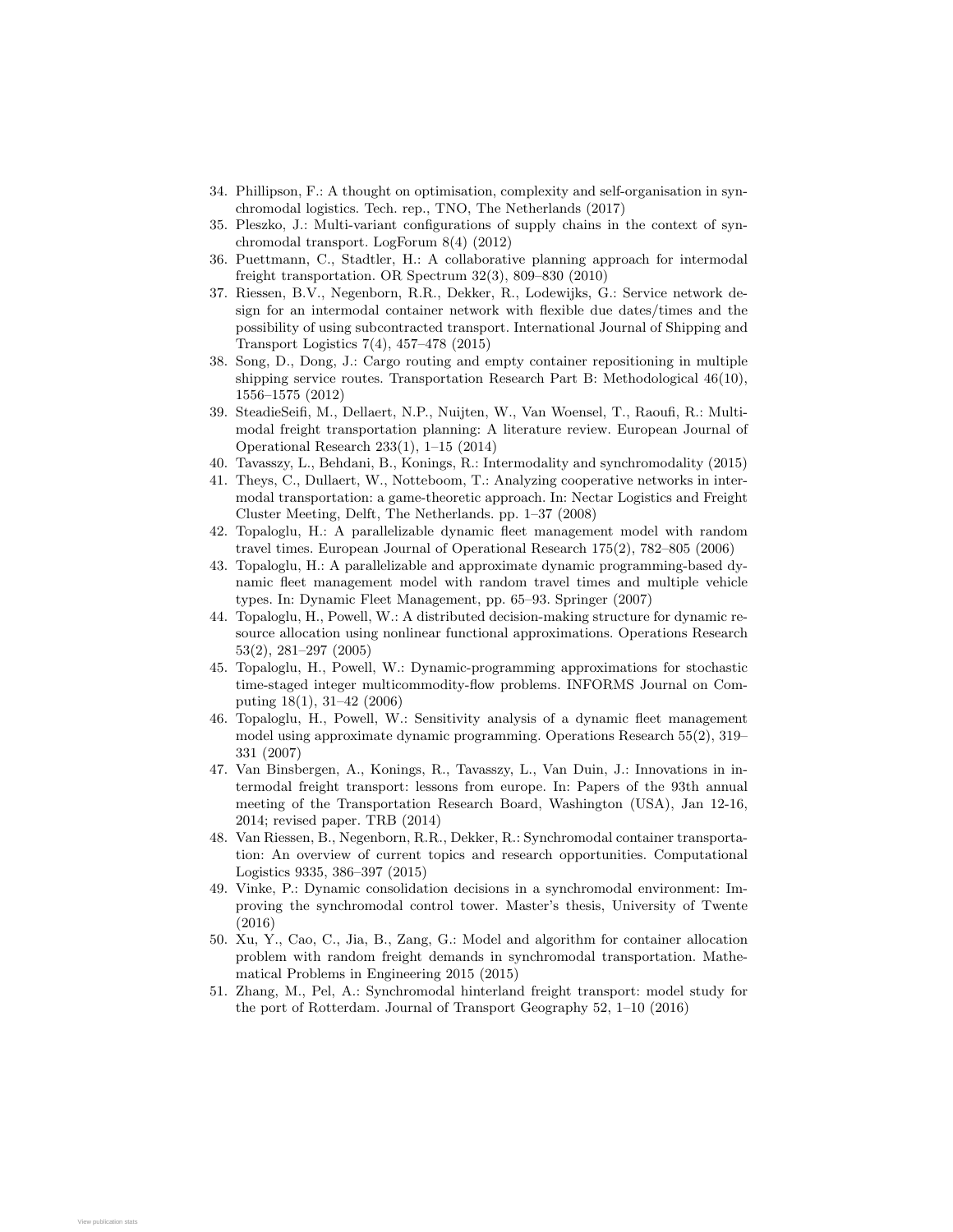34. Phillipson, F.: A thought on optimisation, complexity and self-organisation in synchromodal logistics. Tech. rep., TNO, The Netherlands (2017)
35. Pleszko, J.: Multi-variant configurations of supply chains in the context of synchromodal transport. LogForum 8(4) (2012)
36. Puettmann, C., Stadtler, H.: A collaborative planning approach for intermodal freight transportation. OR Spectrum 32(3), 809–830 (2010)
37. Riessen, B.V., Negenborn, R.R., Dekker, R., Lodewijks, G.: Service network design for an intermodal container network with flexible due dates/times and the possibility of using subcontracted transport. International Journal of Shipping and Transport Logistics 7(4), 457–478 (2015)
38. Song, D., Dong, J.: Cargo routing and empty container repositioning in multiple shipping service routes. Transportation Research Part B: Methodological 46(10), 1556–1575 (2012)
39. SteadieSeifi, M., Dellaert, N.P., Nuijten, W., Van Woensel, T., Raoufi, R.: Multimodal freight transportation planning: A literature review. European Journal of Operational Research 233(1), 1–15 (2014)
40. Tavasszy, L., Behdani, B., Konings, R.: Intermodality and synchromodality (2015)
41. Theys, C., Dullaert, W., Notteboom, T.: Analyzing cooperative networks in intermodal transportation: a game-theoretic approach. In: Nectar Logistics and Freight Cluster Meeting, Delft, The Netherlands. pp. 1–37 (2008)
42. Topaloglu, H.: A parallelizable dynamic fleet management model with random travel times. European Journal of Operational Research 175(2), 782–805 (2006)
43. Topaloglu, H.: A parallelizable and approximate dynamic programming-based dynamic fleet management model with random travel times and multiple vehicle types. In: Dynamic Fleet Management, pp. 65–93. Springer (2007)
44. Topaloglu, H., Powell, W.: A distributed decision-making structure for dynamic resource allocation using nonlinear functional approximations. Operations Research 53(2), 281–297 (2005)
45. Topaloglu, H., Powell, W.: Dynamic-programming approximations for stochastic time-staged integer multicommodity-flow problems. INFORMS Journal on Computing 18(1), 31–42 (2006)
46. Topaloglu, H., Powell, W.: Sensitivity analysis of a dynamic fleet management model using approximate dynamic programming. Operations Research 55(2), 319–331 (2007)
47. Van Binsbergen, A., Konings, R., Tavasszy, L., Van Duin, J.: Innovations in intermodal freight transport: lessons from europe. In: Papers of the 93th annual meeting of the Transportation Research Board, Washington (USA), Jan 12-16, 2014; revised paper. TRB (2014)
48. Van Riessen, B., Negenborn, R.R., Dekker, R.: Synchromodal container transportation: An overview of current topics and research opportunities. Computational Logistics 9335, 386–397 (2015)
49. Vinke, P.: Dynamic consolidation decisions in a synchromodal environment: Improving the synchromodal control tower. Master's thesis, University of Twente (2016)
50. Xu, Y., Cao, C., Jia, B., Zang, G.: Model and algorithm for container allocation problem with random freight demands in synchromodal transportation. Mathematical Problems in Engineering 2015 (2015)
51. Zhang, M., Pel, A.: Synchromodal hinterland freight transport: model study for the port of Rotterdam. Journal of Transport Geography 52, 1–10 (2016)